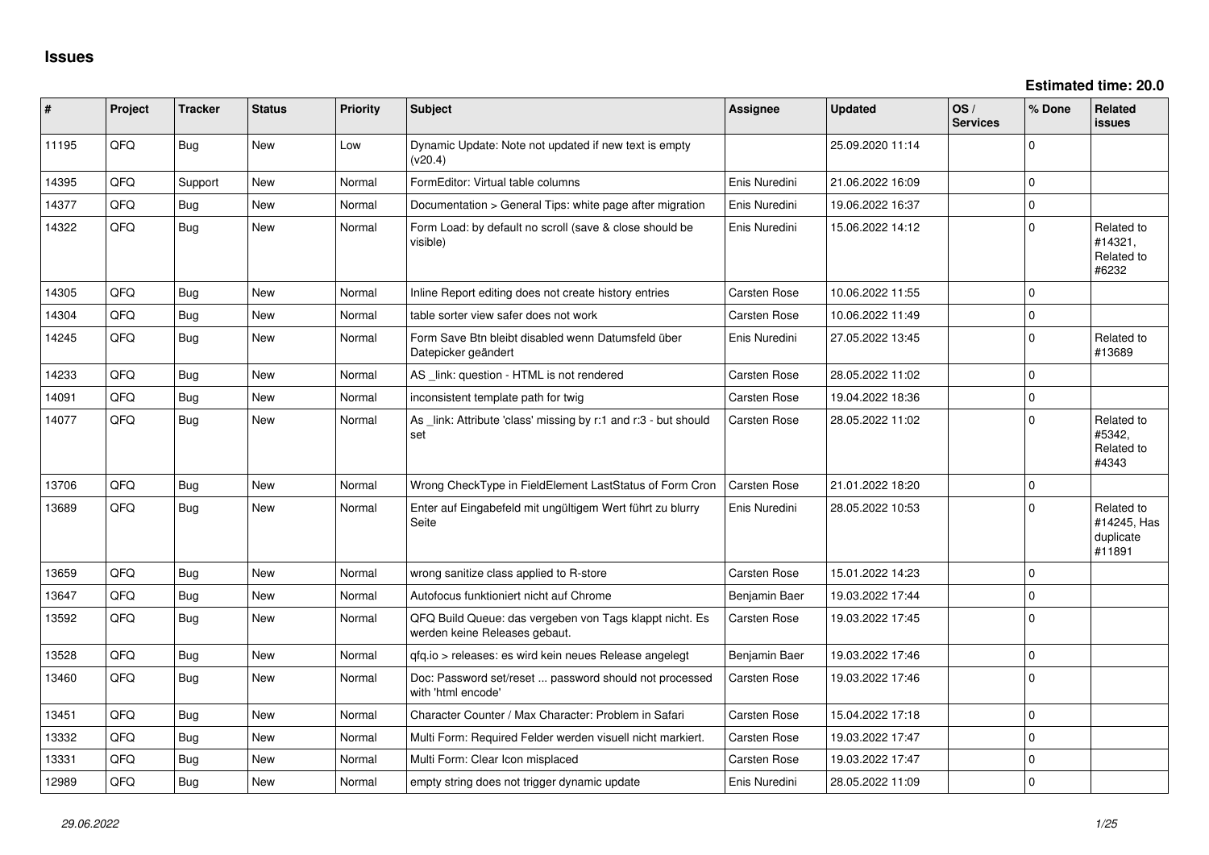# Issues

**Estimated time: 20.0**

| # | Project | Tracker | Status | Priority | Subject | Assignee | Updated | OS / Services | % Done | Related issues |
|---|---|---|---|---|---|---|---|---|---|---|
| 11195 | QFQ | Bug | New | Low | Dynamic Update: Note not updated if new text is empty (v20.4) | | 25.09.2020 11:14 | | 0 | |
| 14395 | QFQ | Support | New | Normal | FormEditor: Virtual table columns | Enis Nuredini | 21.06.2022 16:09 | | 0 | |
| 14377 | QFQ | Bug | New | Normal | Documentation > General Tips: white page after migration | Enis Nuredini | 19.06.2022 16:37 | | 0 | |
| 14322 | QFQ | Bug | New | Normal | Form Load: by default no scroll (save & close should be visible) | Enis Nuredini | 15.06.2022 14:12 | | 0 | Related to #14321, Related to #6232 |
| 14305 | QFQ | Bug | New | Normal | Inline Report editing does not create history entries | Carsten Rose | 10.06.2022 11:55 | | 0 | |
| 14304 | QFQ | Bug | New | Normal | table sorter view safer does not work | Carsten Rose | 10.06.2022 11:49 | | 0 | |
| 14245 | QFQ | Bug | New | Normal | Form Save Btn bleibt disabled wenn Datumsfeld über Datepicker geändert | Enis Nuredini | 27.05.2022 13:45 | | 0 | Related to #13689 |
| 14233 | QFQ | Bug | New | Normal | AS _link: question - HTML is not rendered | Carsten Rose | 28.05.2022 11:02 | | 0 | |
| 14091 | QFQ | Bug | New | Normal | inconsistent template path for twig | Carsten Rose | 19.04.2022 18:36 | | 0 | |
| 14077 | QFQ | Bug | New | Normal | As _link: Attribute 'class' missing by r:1 and r:3 - but should set | Carsten Rose | 28.05.2022 11:02 | | 0 | Related to #5342, Related to #4343 |
| 13706 | QFQ | Bug | New | Normal | Wrong CheckType in FieldElement LastStatus of Form Cron | Carsten Rose | 21.01.2022 18:20 | | 0 | |
| 13689 | QFQ | Bug | New | Normal | Enter auf Eingabefeld mit ungültigem Wert führt zu blurry Seite | Enis Nuredini | 28.05.2022 10:53 | | 0 | Related to #14245, Has duplicate #11891 |
| 13659 | QFQ | Bug | New | Normal | wrong sanitize class applied to R-store | Carsten Rose | 15.01.2022 14:23 | | 0 | |
| 13647 | QFQ | Bug | New | Normal | Autofocus funktioniert nicht auf Chrome | Benjamin Baer | 19.03.2022 17:44 | | 0 | |
| 13592 | QFQ | Bug | New | Normal | QFQ Build Queue: das vergeben von Tags klappt nicht. Es werden keine Releases gebaut. | Carsten Rose | 19.03.2022 17:45 | | 0 | |
| 13528 | QFQ | Bug | New | Normal | qfq.io > releases: es wird kein neues Release angelegt | Benjamin Baer | 19.03.2022 17:46 | | 0 | |
| 13460 | QFQ | Bug | New | Normal | Doc: Password set/reset ... password should not processed with 'html encode' | Carsten Rose | 19.03.2022 17:46 | | 0 | |
| 13451 | QFQ | Bug | New | Normal | Character Counter / Max Character: Problem in Safari | Carsten Rose | 15.04.2022 17:18 | | 0 | |
| 13332 | QFQ | Bug | New | Normal | Multi Form: Required Felder werden visuell nicht markiert. | Carsten Rose | 19.03.2022 17:47 | | 0 | |
| 13331 | QFQ | Bug | New | Normal | Multi Form: Clear Icon misplaced | Carsten Rose | 19.03.2022 17:47 | | 0 | |
| 12989 | QFQ | Bug | New | Normal | empty string does not trigger dynamic update | Enis Nuredini | 28.05.2022 11:09 | | 0 | |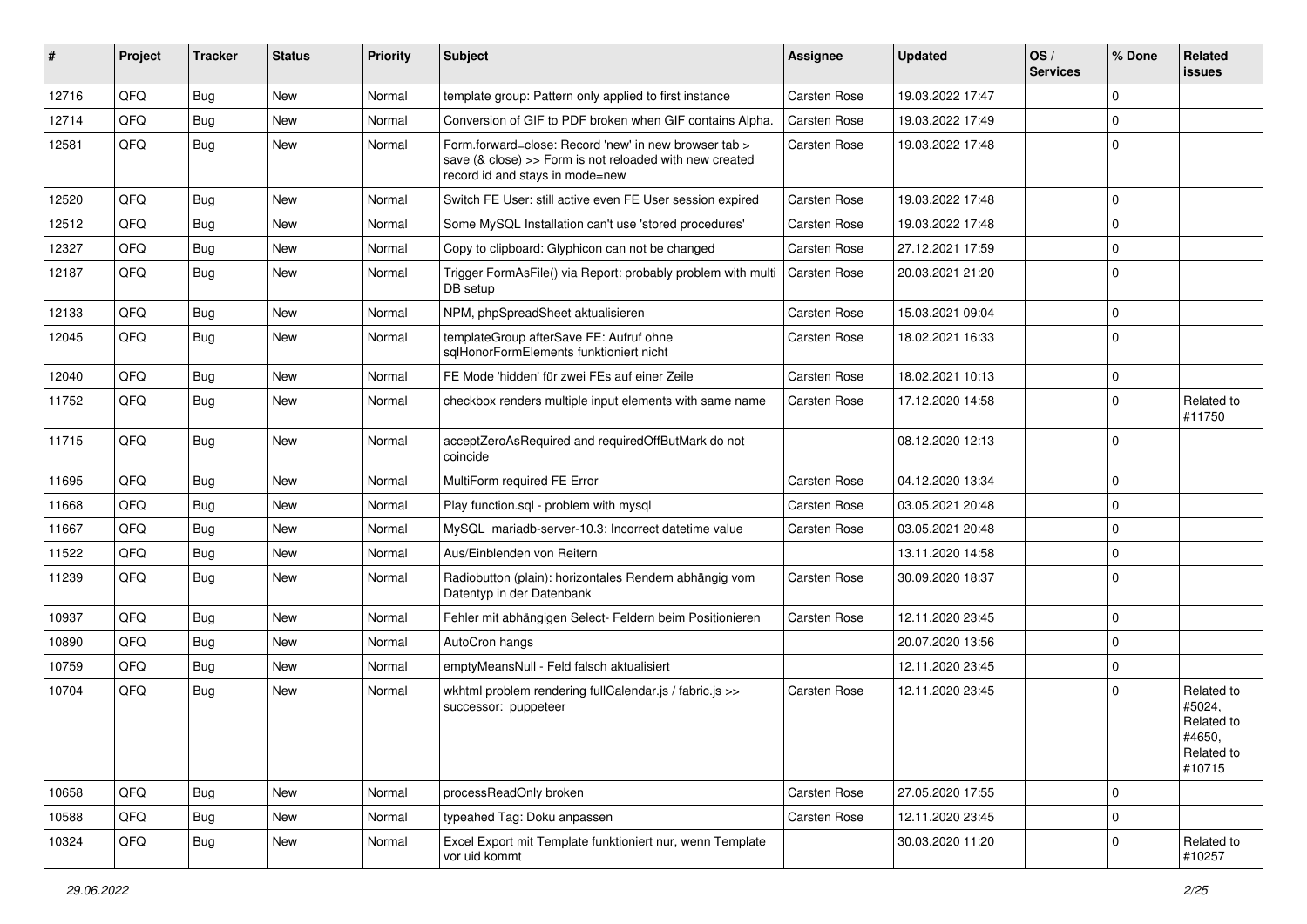| # | Project | Tracker | Status | Priority | Subject | Assignee | Updated | OS / Services | % Done | Related issues |
|---|---|---|---|---|---|---|---|---|---|---|
| 12716 | QFQ | Bug | New | Normal | template group: Pattern only applied to first instance | Carsten Rose | 19.03.2022 17:47 | | 0 | |
| 12714 | QFQ | Bug | New | Normal | Conversion of GIF to PDF broken when GIF contains Alpha. | Carsten Rose | 19.03.2022 17:49 | | 0 | |
| 12581 | QFQ | Bug | New | Normal | Form.forward=close: Record 'new' in new browser tab > save (& close) >> Form is not reloaded with new created record id and stays in mode=new | Carsten Rose | 19.03.2022 17:48 | | 0 | |
| 12520 | QFQ | Bug | New | Normal | Switch FE User: still active even FE User session expired | Carsten Rose | 19.03.2022 17:48 | | 0 | |
| 12512 | QFQ | Bug | New | Normal | Some MySQL Installation can't use 'stored procedures' | Carsten Rose | 19.03.2022 17:48 | | 0 | |
| 12327 | QFQ | Bug | New | Normal | Copy to clipboard: Glyphicon can not be changed | Carsten Rose | 27.12.2021 17:59 | | 0 | |
| 12187 | QFQ | Bug | New | Normal | Trigger FormAsFile() via Report: probably problem with multi DB setup | Carsten Rose | 20.03.2021 21:20 | | 0 | |
| 12133 | QFQ | Bug | New | Normal | NPM, phpSpreadSheet aktualisieren | Carsten Rose | 15.03.2021 09:04 | | 0 | |
| 12045 | QFQ | Bug | New | Normal | templateGroup afterSave FE: Aufruf ohne sqlHonorFormElements funktioniert nicht | Carsten Rose | 18.02.2021 16:33 | | 0 | |
| 12040 | QFQ | Bug | New | Normal | FE Mode 'hidden' für zwei FEs auf einer Zeile | Carsten Rose | 18.02.2021 10:13 | | 0 | |
| 11752 | QFQ | Bug | New | Normal | checkbox renders multiple input elements with same name | Carsten Rose | 17.12.2020 14:58 | | 0 | Related to #11750 |
| 11715 | QFQ | Bug | New | Normal | acceptZeroAsRequired and requiredOffButMark do not coincide | | 08.12.2020 12:13 | | 0 | |
| 11695 | QFQ | Bug | New | Normal | MultiForm required FE Error | Carsten Rose | 04.12.2020 13:34 | | 0 | |
| 11668 | QFQ | Bug | New | Normal | Play function.sql - problem with mysql | Carsten Rose | 03.05.2021 20:48 | | 0 | |
| 11667 | QFQ | Bug | New | Normal | MySQL mariadb-server-10.3: Incorrect datetime value | Carsten Rose | 03.05.2021 20:48 | | 0 | |
| 11522 | QFQ | Bug | New | Normal | Aus/Einblenden von Reitern | | 13.11.2020 14:58 | | 0 | |
| 11239 | QFQ | Bug | New | Normal | Radiobutton (plain): horizontales Rendern abhängig vom Datentyp in der Datenbank | Carsten Rose | 30.09.2020 18:37 | | 0 | |
| 10937 | QFQ | Bug | New | Normal | Fehler mit abhängigen Select- Feldern beim Positionieren | Carsten Rose | 12.11.2020 23:45 | | 0 | |
| 10890 | QFQ | Bug | New | Normal | AutoCron hangs | | 20.07.2020 13:56 | | 0 | |
| 10759 | QFQ | Bug | New | Normal | emptyMeansNull - Feld falsch aktualisiert | | 12.11.2020 23:45 | | 0 | |
| 10704 | QFQ | Bug | New | Normal | wkhtml problem rendering fullCalendar.js / fabric.js >> successor: puppeteer | Carsten Rose | 12.11.2020 23:45 | | 0 | Related to #5024, Related to #4650, Related to #10715 |
| 10658 | QFQ | Bug | New | Normal | processReadOnly broken | Carsten Rose | 27.05.2020 17:55 | | 0 | |
| 10588 | QFQ | Bug | New | Normal | typeahed Tag: Doku anpassen | Carsten Rose | 12.11.2020 23:45 | | 0 | |
| 10324 | QFQ | Bug | New | Normal | Excel Export mit Template funktioniert nur, wenn Template vor uid kommt | | 30.03.2020 11:20 | | 0 | Related to #10257 |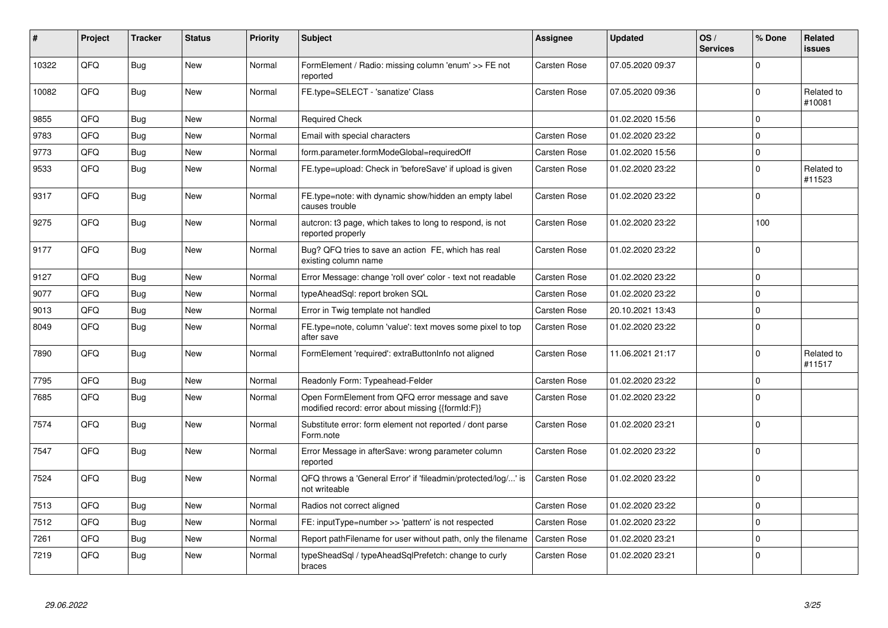| # | Project | Tracker | Status | Priority | Subject | Assignee | Updated | OS / Services | % Done | Related issues |
|---|---|---|---|---|---|---|---|---|---|---|
| 10322 | QFQ | Bug | New | Normal | FormElement / Radio: missing column 'enum' >> FE not reported | Carsten Rose | 07.05.2020 09:37 | | 0 | |
| 10082 | QFQ | Bug | New | Normal | FE.type=SELECT - 'sanatize' Class | Carsten Rose | 07.05.2020 09:36 | | 0 | Related to #10081 |
| 9855 | QFQ | Bug | New | Normal | Required Check | | 01.02.2020 15:56 | | 0 | |
| 9783 | QFQ | Bug | New | Normal | Email with special characters | Carsten Rose | 01.02.2020 23:22 | | 0 | |
| 9773 | QFQ | Bug | New | Normal | form.parameter.formModeGlobal=requiredOff | Carsten Rose | 01.02.2020 15:56 | | 0 | |
| 9533 | QFQ | Bug | New | Normal | FE.type=upload: Check in 'beforeSave' if upload is given | Carsten Rose | 01.02.2020 23:22 | | 0 | Related to #11523 |
| 9317 | QFQ | Bug | New | Normal | FE.type=note: with dynamic show/hidden an empty label causes trouble | Carsten Rose | 01.02.2020 23:22 | | 0 | |
| 9275 | QFQ | Bug | New | Normal | autcron: t3 page, which takes to long to respond, is not reported properly | Carsten Rose | 01.02.2020 23:22 | | 100 | |
| 9177 | QFQ | Bug | New | Normal | Bug? QFQ tries to save an action FE, which has real existing column name | Carsten Rose | 01.02.2020 23:22 | | 0 | |
| 9127 | QFQ | Bug | New | Normal | Error Message: change 'roll over' color - text not readable | Carsten Rose | 01.02.2020 23:22 | | 0 | |
| 9077 | QFQ | Bug | New | Normal | typeAheadSql: report broken SQL | Carsten Rose | 01.02.2020 23:22 | | 0 | |
| 9013 | QFQ | Bug | New | Normal | Error in Twig template not handled | Carsten Rose | 20.10.2021 13:43 | | 0 | |
| 8049 | QFQ | Bug | New | Normal | FE.type=note, column 'value': text moves some pixel to top after save | Carsten Rose | 01.02.2020 23:22 | | 0 | |
| 7890 | QFQ | Bug | New | Normal | FormElement 'required': extraButtonInfo not aligned | Carsten Rose | 11.06.2021 21:17 | | 0 | Related to #11517 |
| 7795 | QFQ | Bug | New | Normal | Readonly Form: Typeahead-Felder | Carsten Rose | 01.02.2020 23:22 | | 0 | |
| 7685 | QFQ | Bug | New | Normal | Open FormElement from QFQ error message and save modified record: error about missing {{formId:F}} | Carsten Rose | 01.02.2020 23:22 | | 0 | |
| 7574 | QFQ | Bug | New | Normal | Substitute error: form element not reported / dont parse Form.note | Carsten Rose | 01.02.2020 23:21 | | 0 | |
| 7547 | QFQ | Bug | New | Normal | Error Message in afterSave: wrong parameter column reported | Carsten Rose | 01.02.2020 23:22 | | 0 | |
| 7524 | QFQ | Bug | New | Normal | QFQ throws a 'General Error' if 'fileadmin/protected/log/...' is not writeable | Carsten Rose | 01.02.2020 23:22 | | 0 | |
| 7513 | QFQ | Bug | New | Normal | Radios not correct aligned | Carsten Rose | 01.02.2020 23:22 | | 0 | |
| 7512 | QFQ | Bug | New | Normal | FE: inputType=number >> 'pattern' is not respected | Carsten Rose | 01.02.2020 23:22 | | 0 | |
| 7261 | QFQ | Bug | New | Normal | Report pathFilename for user without path, only the filename | Carsten Rose | 01.02.2020 23:21 | | 0 | |
| 7219 | QFQ | Bug | New | Normal | typeSheadSql / typeAheadSqlPrefetch: change to curly braces | Carsten Rose | 01.02.2020 23:21 | | 0 | |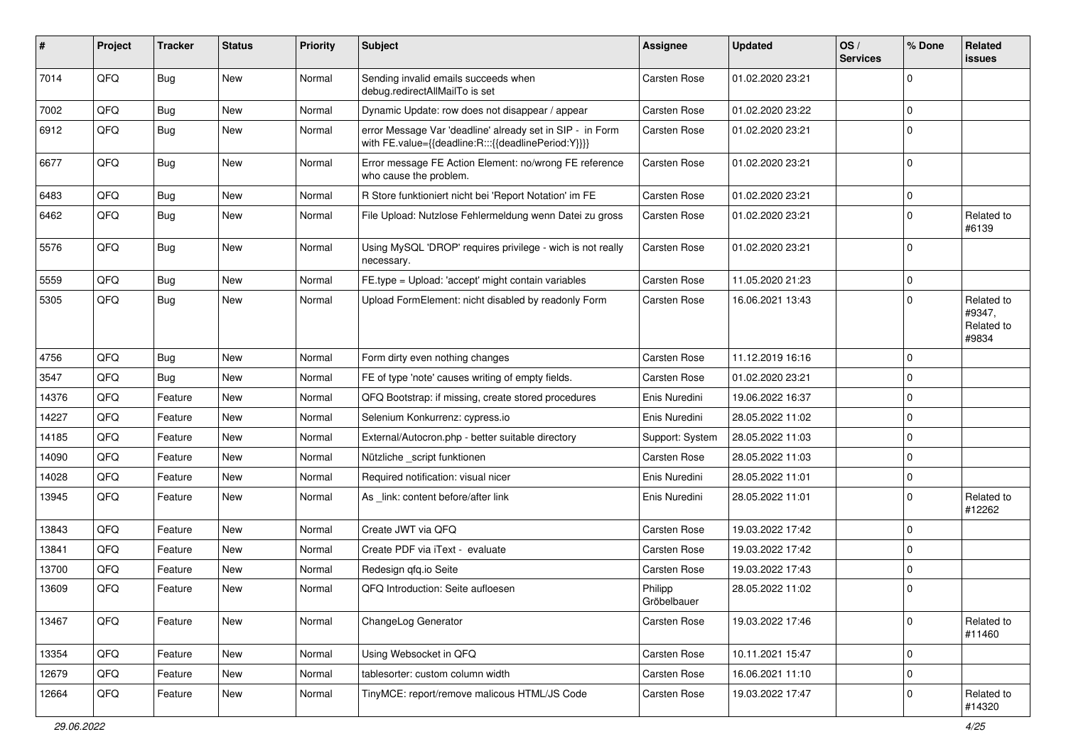| # | Project | Tracker | Status | Priority | Subject | Assignee | Updated | OS / Services | % Done | Related issues |
|---|---|---|---|---|---|---|---|---|---|---|
| 7014 | QFQ | Bug | New | Normal | Sending invalid emails succeeds when debug.redirectAllMailTo is set | Carsten Rose | 01.02.2020 23:21 | | 0 | |
| 7002 | QFQ | Bug | New | Normal | Dynamic Update: row does not disappear / appear | Carsten Rose | 01.02.2020 23:22 | | 0 | |
| 6912 | QFQ | Bug | New | Normal | error Message Var 'deadline' already set in SIP - in Form with FE.value={{deadline:R:::{{deadlinePeriod:Y}}}} | Carsten Rose | 01.02.2020 23:21 | | 0 | |
| 6677 | QFQ | Bug | New | Normal | Error message FE Action Element: no/wrong FE reference who cause the problem. | Carsten Rose | 01.02.2020 23:21 | | 0 | |
| 6483 | QFQ | Bug | New | Normal | R Store funktioniert nicht bei 'Report Notation' im FE | Carsten Rose | 01.02.2020 23:21 | | 0 | |
| 6462 | QFQ | Bug | New | Normal | File Upload: Nutzlose Fehlermeldung wenn Datei zu gross | Carsten Rose | 01.02.2020 23:21 | | 0 | Related to #6139 |
| 5576 | QFQ | Bug | New | Normal | Using MySQL 'DROP' requires privilege - wich is not really necessary. | Carsten Rose | 01.02.2020 23:21 | | 0 | |
| 5559 | QFQ | Bug | New | Normal | FE.type = Upload: 'accept' might contain variables | Carsten Rose | 11.05.2020 21:23 | | 0 | |
| 5305 | QFQ | Bug | New | Normal | Upload FormElement: nicht disabled by readonly Form | Carsten Rose | 16.06.2021 13:43 | | 0 | Related to #9347, Related to #9834 |
| 4756 | QFQ | Bug | New | Normal | Form dirty even nothing changes | Carsten Rose | 11.12.2019 16:16 | | 0 | |
| 3547 | QFQ | Bug | New | Normal | FE of type 'note' causes writing of empty fields. | Carsten Rose | 01.02.2020 23:21 | | 0 | |
| 14376 | QFQ | Feature | New | Normal | QFQ Bootstrap: if missing, create stored procedures | Enis Nuredini | 19.06.2022 16:37 | | 0 | |
| 14227 | QFQ | Feature | New | Normal | Selenium Konkurrenz: cypress.io | Enis Nuredini | 28.05.2022 11:02 | | 0 | |
| 14185 | QFQ | Feature | New | Normal | External/Autocron.php - better suitable directory | Support: System | 28.05.2022 11:03 | | 0 | |
| 14090 | QFQ | Feature | New | Normal | Nützliche _script funktionen | Carsten Rose | 28.05.2022 11:03 | | 0 | |
| 14028 | QFQ | Feature | New | Normal | Required notification: visual nicer | Enis Nuredini | 28.05.2022 11:01 | | 0 | |
| 13945 | QFQ | Feature | New | Normal | As _link: content before/after link | Enis Nuredini | 28.05.2022 11:01 | | 0 | Related to #12262 |
| 13843 | QFQ | Feature | New | Normal | Create JWT via QFQ | Carsten Rose | 19.03.2022 17:42 | | 0 | |
| 13841 | QFQ | Feature | New | Normal | Create PDF via iText - evaluate | Carsten Rose | 19.03.2022 17:42 | | 0 | |
| 13700 | QFQ | Feature | New | Normal | Redesign qfq.io Seite | Carsten Rose | 19.03.2022 17:43 | | 0 | |
| 13609 | QFQ | Feature | New | Normal | QFQ Introduction: Seite aufloesen | Philipp Gröbelbauer | 28.05.2022 11:02 | | 0 | |
| 13467 | QFQ | Feature | New | Normal | ChangeLog Generator | Carsten Rose | 19.03.2022 17:46 | | 0 | Related to #11460 |
| 13354 | QFQ | Feature | New | Normal | Using Websocket in QFQ | Carsten Rose | 10.11.2021 15:47 | | 0 | |
| 12679 | QFQ | Feature | New | Normal | tablesorter: custom column width | Carsten Rose | 16.06.2021 11:10 | | 0 | |
| 12664 | QFQ | Feature | New | Normal | TinyMCE: report/remove malicous HTML/JS Code | Carsten Rose | 19.03.2022 17:47 | | 0 | Related to #14320 |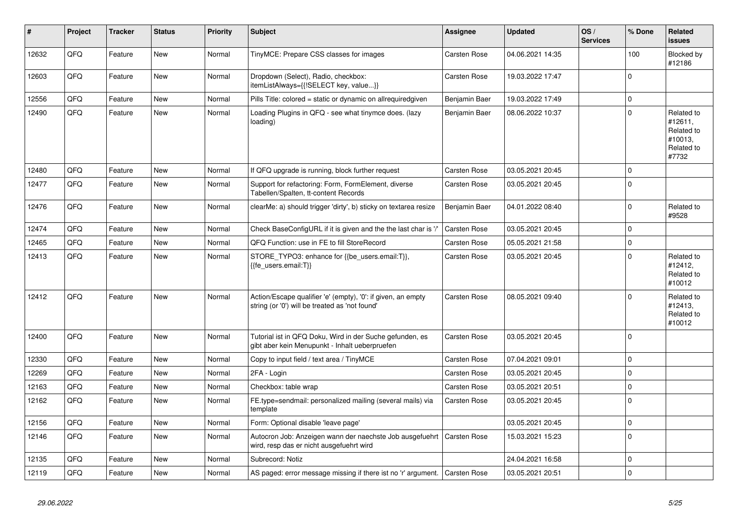| # | Project | Tracker | Status | Priority | Subject | Assignee | Updated | OS / Services | % Done | Related issues |
|---|---|---|---|---|---|---|---|---|---|---|
| 12632 | QFQ | Feature | New | Normal | TinyMCE: Prepare CSS classes for images | Carsten Rose | 04.06.2021 14:35 | | 100 | Blocked by #12186 |
| 12603 | QFQ | Feature | New | Normal | Dropdown (Select), Radio, checkbox: itemListAlways={{!SELECT key, value...}} | Carsten Rose | 19.03.2022 17:47 | | 0 | |
| 12556 | QFQ | Feature | New | Normal | Pills Title: colored = static or dynamic on allrequiredgiven | Benjamin Baer | 19.03.2022 17:49 | | 0 | |
| 12490 | QFQ | Feature | New | Normal | Loading Plugins in QFQ - see what tinymce does. (lazy loading) | Benjamin Baer | 08.06.2022 10:37 | | 0 | Related to #12611, Related to #10013, Related to #7732 |
| 12480 | QFQ | Feature | New | Normal | If QFQ upgrade is running, block further request | Carsten Rose | 03.05.2021 20:45 | | 0 | |
| 12477 | QFQ | Feature | New | Normal | Support for refactoring: Form, FormElement, diverse Tabellen/Spalten, tt-content Records | Carsten Rose | 03.05.2021 20:45 | | 0 | |
| 12476 | QFQ | Feature | New | Normal | clearMe: a) should trigger 'dirty', b) sticky on textarea resize | Benjamin Baer | 04.01.2022 08:40 | | 0 | Related to #9528 |
| 12474 | QFQ | Feature | New | Normal | Check BaseConfigURL if it is given and the the last char is '/' | Carsten Rose | 03.05.2021 20:45 | | 0 | |
| 12465 | QFQ | Feature | New | Normal | QFQ Function: use in FE to fill StoreRecord | Carsten Rose | 05.05.2021 21:58 | | 0 | |
| 12413 | QFQ | Feature | New | Normal | STORE_TYPO3: enhance for {{be_users.email:T}}, {{fe_users.email:T}} | Carsten Rose | 03.05.2021 20:45 | | 0 | Related to #12412, Related to #10012 |
| 12412 | QFQ | Feature | New | Normal | Action/Escape qualifier 'e' (empty), '0': if given, an empty string (or '0') will be treated as 'not found' | Carsten Rose | 08.05.2021 09:40 | | 0 | Related to #12413, Related to #10012 |
| 12400 | QFQ | Feature | New | Normal | Tutorial ist in QFQ Doku, Wird in der Suche gefunden, es gibt aber kein Menupunkt - Inhalt ueberpruefen | Carsten Rose | 03.05.2021 20:45 | | 0 | |
| 12330 | QFQ | Feature | New | Normal | Copy to input field / text area / TinyMCE | Carsten Rose | 07.04.2021 09:01 | | 0 | |
| 12269 | QFQ | Feature | New | Normal | 2FA - Login | Carsten Rose | 03.05.2021 20:45 | | 0 | |
| 12163 | QFQ | Feature | New | Normal | Checkbox: table wrap | Carsten Rose | 03.05.2021 20:51 | | 0 | |
| 12162 | QFQ | Feature | New | Normal | FE.type=sendmail: personalized mailing (several mails) via template | Carsten Rose | 03.05.2021 20:45 | | 0 | |
| 12156 | QFQ | Feature | New | Normal | Form: Optional disable 'leave page' | | 03.05.2021 20:45 | | 0 | |
| 12146 | QFQ | Feature | New | Normal | Autocron Job: Anzeigen wann der naechste Job ausgefuehrt wird, resp das er nicht ausgefuehrt wird | Carsten Rose | 15.03.2021 15:23 | | 0 | |
| 12135 | QFQ | Feature | New | Normal | Subrecord: Notiz | | 24.04.2021 16:58 | | 0 | |
| 12119 | QFQ | Feature | New | Normal | AS paged: error message missing if there ist no 'r' argument. | Carsten Rose | 03.05.2021 20:51 | | 0 | |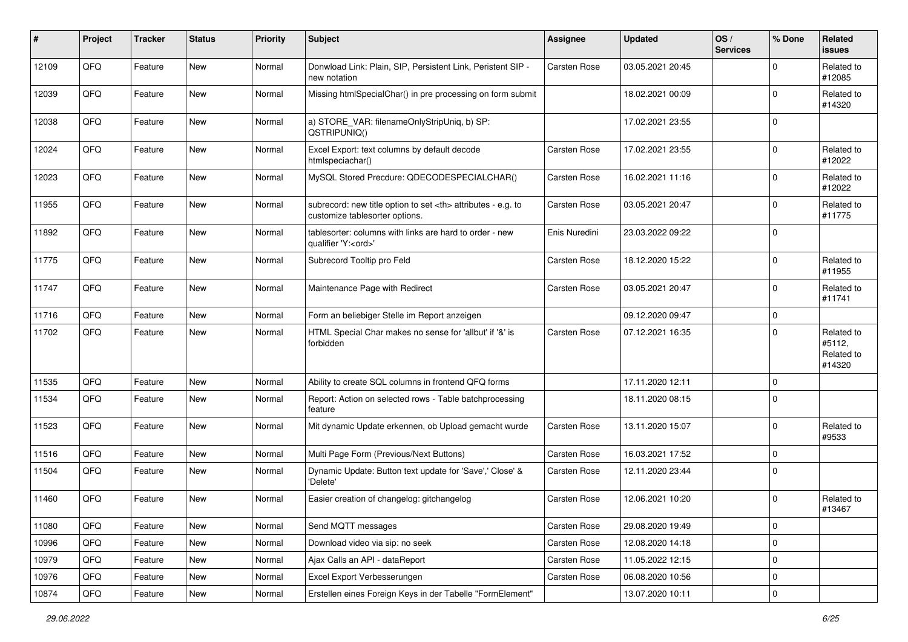| # | Project | Tracker | Status | Priority | Subject | Assignee | Updated | OS / Services | % Done | Related issues |
|---|---|---|---|---|---|---|---|---|---|---|
| 12109 | QFQ | Feature | New | Normal | Donwload Link: Plain, SIP, Persistent Link, Peristent SIP - new notation | Carsten Rose | 03.05.2021 20:45 | | 0 | Related to #12085 |
| 12039 | QFQ | Feature | New | Normal | Missing htmlSpecialChar() in pre processing on form submit | | 18.02.2021 00:09 | | 0 | Related to #14320 |
| 12038 | QFQ | Feature | New | Normal | a) STORE_VAR: filenameOnlyStripUniq, b) SP: QSTRIPUNIQ() | | 17.02.2021 23:55 | | 0 | |
| 12024 | QFQ | Feature | New | Normal | Excel Export: text columns by default decode htmlspeciachar() | Carsten Rose | 17.02.2021 23:55 | | 0 | Related to #12022 |
| 12023 | QFQ | Feature | New | Normal | MySQL Stored Precdure: QDECODESPECIALCHAR() | Carsten Rose | 16.02.2021 11:16 | | 0 | Related to #12022 |
| 11955 | QFQ | Feature | New | Normal | subrecord: new title option to set <th> attributes - e.g. to customize tablesorter options. | Carsten Rose | 03.05.2021 20:47 | | 0 | Related to #11775 |
| 11892 | QFQ | Feature | New | Normal | tablesorter: columns with links are hard to order - new qualifier 'Y:<ord>' | Enis Nuredini | 23.03.2022 09:22 | | 0 | |
| 11775 | QFQ | Feature | New | Normal | Subrecord Tooltip pro Feld | Carsten Rose | 18.12.2020 15:22 | | 0 | Related to #11955 |
| 11747 | QFQ | Feature | New | Normal | Maintenance Page with Redirect | Carsten Rose | 03.05.2021 20:47 | | 0 | Related to #11741 |
| 11716 | QFQ | Feature | New | Normal | Form an beliebiger Stelle im Report anzeigen | | 09.12.2020 09:47 | | 0 | |
| 11702 | QFQ | Feature | New | Normal | HTML Special Char makes no sense for 'allbut' if '&' is forbidden | Carsten Rose | 07.12.2021 16:35 | | 0 | Related to #5112, Related to #14320 |
| 11535 | QFQ | Feature | New | Normal | Ability to create SQL columns in frontend QFQ forms | | 17.11.2020 12:11 | | 0 | |
| 11534 | QFQ | Feature | New | Normal | Report: Action on selected rows - Table batchprocessing feature | | 18.11.2020 08:15 | | 0 | |
| 11523 | QFQ | Feature | New | Normal | Mit dynamic Update erkennen, ob Upload gemacht wurde | Carsten Rose | 13.11.2020 15:07 | | 0 | Related to #9533 |
| 11516 | QFQ | Feature | New | Normal | Multi Page Form (Previous/Next Buttons) | Carsten Rose | 16.03.2021 17:52 | | 0 | |
| 11504 | QFQ | Feature | New | Normal | Dynamic Update: Button text update for 'Save',' Close' & 'Delete' | Carsten Rose | 12.11.2020 23:44 | | 0 | |
| 11460 | QFQ | Feature | New | Normal | Easier creation of changelog: gitchangelog | Carsten Rose | 12.06.2021 10:20 | | 0 | Related to #13467 |
| 11080 | QFQ | Feature | New | Normal | Send MQTT messages | Carsten Rose | 29.08.2020 19:49 | | 0 | |
| 10996 | QFQ | Feature | New | Normal | Download video via sip: no seek | Carsten Rose | 12.08.2020 14:18 | | 0 | |
| 10979 | QFQ | Feature | New | Normal | Ajax Calls an API - dataReport | Carsten Rose | 11.05.2022 12:15 | | 0 | |
| 10976 | QFQ | Feature | New | Normal | Excel Export Verbesserungen | Carsten Rose | 06.08.2020 10:56 | | 0 | |
| 10874 | QFQ | Feature | New | Normal | Erstellen eines Foreign Keys in der Tabelle "FormElement" | | 13.07.2020 10:11 | | 0 | |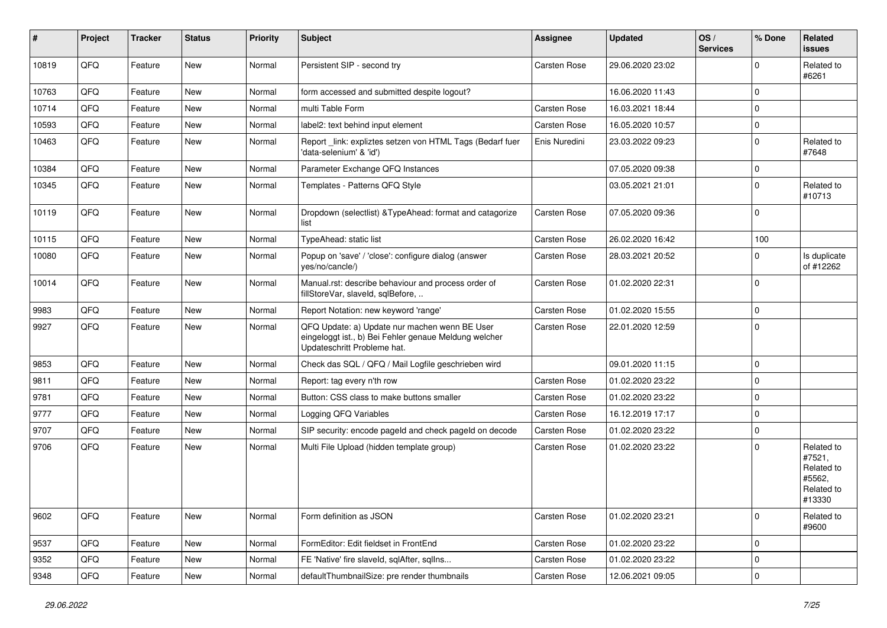| # | Project | Tracker | Status | Priority | Subject | Assignee | Updated | OS / Services | % Done | Related issues |
|---|---|---|---|---|---|---|---|---|---|---|
| 10819 | QFQ | Feature | New | Normal | Persistent SIP - second try | Carsten Rose | 29.06.2020 23:02 | | 0 | Related to #6261 |
| 10763 | QFQ | Feature | New | Normal | form accessed and submitted despite logout? | | 16.06.2020 11:43 | | 0 | |
| 10714 | QFQ | Feature | New | Normal | multi Table Form | Carsten Rose | 16.03.2021 18:44 | | 0 | |
| 10593 | QFQ | Feature | New | Normal | label2: text behind input element | Carsten Rose | 16.05.2020 10:57 | | 0 | |
| 10463 | QFQ | Feature | New | Normal | Report _link: expliztes setzen von HTML Tags (Bedarf fuer 'data-selenium' & 'id') | Enis Nuredini | 23.03.2022 09:23 | | 0 | Related to #7648 |
| 10384 | QFQ | Feature | New | Normal | Parameter Exchange QFQ Instances | | 07.05.2020 09:38 | | 0 | |
| 10345 | QFQ | Feature | New | Normal | Templates - Patterns QFQ Style | | 03.05.2021 21:01 | | 0 | Related to #10713 |
| 10119 | QFQ | Feature | New | Normal | Dropdown (selectlist) &TypeAhead: format and catagorize list | Carsten Rose | 07.05.2020 09:36 | | 0 | |
| 10115 | QFQ | Feature | New | Normal | TypeAhead: static list | Carsten Rose | 26.02.2020 16:42 | | 100 | |
| 10080 | QFQ | Feature | New | Normal | Popup on 'save' / 'close': configure dialog (answer yes/no/cancle/) | Carsten Rose | 28.03.2021 20:52 | | 0 | Is duplicate of #12262 |
| 10014 | QFQ | Feature | New | Normal | Manual.rst: describe behaviour and process order of fillStoreVar, slaveId, sqlBefore, .. | Carsten Rose | 01.02.2020 22:31 | | 0 | |
| 9983 | QFQ | Feature | New | Normal | Report Notation: new keyword 'range' | Carsten Rose | 01.02.2020 15:55 | | 0 | |
| 9927 | QFQ | Feature | New | Normal | QFQ Update: a) Update nur machen wenn BE User eingeloggt ist., b) Bei Fehler genaue Meldung welcher Updateschritt Probleme hat. | Carsten Rose | 22.01.2020 12:59 | | 0 | |
| 9853 | QFQ | Feature | New | Normal | Check das SQL / QFQ / Mail Logfile geschrieben wird | | 09.01.2020 11:15 | | 0 | |
| 9811 | QFQ | Feature | New | Normal | Report: tag every n'th row | Carsten Rose | 01.02.2020 23:22 | | 0 | |
| 9781 | QFQ | Feature | New | Normal | Button: CSS class to make buttons smaller | Carsten Rose | 01.02.2020 23:22 | | 0 | |
| 9777 | QFQ | Feature | New | Normal | Logging QFQ Variables | Carsten Rose | 16.12.2019 17:17 | | 0 | |
| 9707 | QFQ | Feature | New | Normal | SIP security: encode pageId and check pageId on decode | Carsten Rose | 01.02.2020 23:22 | | 0 | |
| 9706 | QFQ | Feature | New | Normal | Multi File Upload (hidden template group) | Carsten Rose | 01.02.2020 23:22 | | 0 | Related to #7521, Related to #5562, Related to #13330 |
| 9602 | QFQ | Feature | New | Normal | Form definition as JSON | Carsten Rose | 01.02.2020 23:21 | | 0 | Related to #9600 |
| 9537 | QFQ | Feature | New | Normal | FormEditor: Edit fieldset in FrontEnd | Carsten Rose | 01.02.2020 23:22 | | 0 | |
| 9352 | QFQ | Feature | New | Normal | FE 'Native' fire slaveId, sqlAfter, sqlIns... | Carsten Rose | 01.02.2020 23:22 | | 0 | |
| 9348 | QFQ | Feature | New | Normal | defaultThumbnailSize: pre render thumbnails | Carsten Rose | 12.06.2021 09:05 | | 0 | |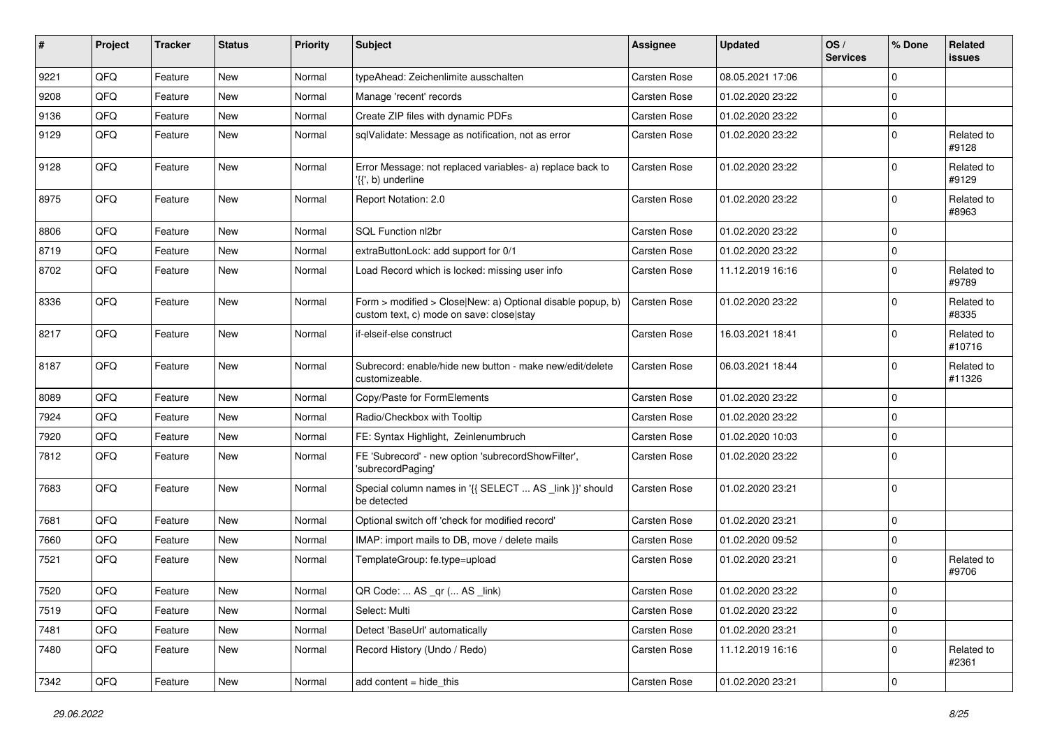| # | Project | Tracker | Status | Priority | Subject | Assignee | Updated | OS / Services | % Done | Related issues |
|---|---|---|---|---|---|---|---|---|---|---|
| 9221 | QFQ | Feature | New | Normal | typeAhead: Zeichenlimite ausschalten | Carsten Rose | 08.05.2021 17:06 | | 0 | |
| 9208 | QFQ | Feature | New | Normal | Manage 'recent' records | Carsten Rose | 01.02.2020 23:22 | | 0 | |
| 9136 | QFQ | Feature | New | Normal | Create ZIP files with dynamic PDFs | Carsten Rose | 01.02.2020 23:22 | | 0 | |
| 9129 | QFQ | Feature | New | Normal | sqlValidate: Message as notification, not as error | Carsten Rose | 01.02.2020 23:22 | | 0 | Related to #9128 |
| 9128 | QFQ | Feature | New | Normal | Error Message: not replaced variables- a) replace back to '{{', b) underline | Carsten Rose | 01.02.2020 23:22 | | 0 | Related to #9129 |
| 8975 | QFQ | Feature | New | Normal | Report Notation: 2.0 | Carsten Rose | 01.02.2020 23:22 | | 0 | Related to #8963 |
| 8806 | QFQ | Feature | New | Normal | SQL Function nl2br | Carsten Rose | 01.02.2020 23:22 | | 0 | |
| 8719 | QFQ | Feature | New | Normal | extraButtonLock: add support for 0/1 | Carsten Rose | 01.02.2020 23:22 | | 0 | |
| 8702 | QFQ | Feature | New | Normal | Load Record which is locked: missing user info | Carsten Rose | 11.12.2019 16:16 | | 0 | Related to #9789 |
| 8336 | QFQ | Feature | New | Normal | Form > modified > Close\|New: a) Optional disable popup, b) custom text, c) mode on save: close\|stay | Carsten Rose | 01.02.2020 23:22 | | 0 | Related to #8335 |
| 8217 | QFQ | Feature | New | Normal | if-elseif-else construct | Carsten Rose | 16.03.2021 18:41 | | 0 | Related to #10716 |
| 8187 | QFQ | Feature | New | Normal | Subrecord: enable/hide new button - make new/edit/delete customizeable. | Carsten Rose | 06.03.2021 18:44 | | 0 | Related to #11326 |
| 8089 | QFQ | Feature | New | Normal | Copy/Paste for FormElements | Carsten Rose | 01.02.2020 23:22 | | 0 | |
| 7924 | QFQ | Feature | New | Normal | Radio/Checkbox with Tooltip | Carsten Rose | 01.02.2020 23:22 | | 0 | |
| 7920 | QFQ | Feature | New | Normal | FE: Syntax Highlight, Zeinlenumbruch | Carsten Rose | 01.02.2020 10:03 | | 0 | |
| 7812 | QFQ | Feature | New | Normal | FE 'Subrecord' - new option 'subrecordShowFilter', 'subrecordPaging' | Carsten Rose | 01.02.2020 23:22 | | 0 | |
| 7683 | QFQ | Feature | New | Normal | Special column names in '{{ SELECT ... AS _link }}' should be detected | Carsten Rose | 01.02.2020 23:21 | | 0 | |
| 7681 | QFQ | Feature | New | Normal | Optional switch off 'check for modified record' | Carsten Rose | 01.02.2020 23:21 | | 0 | |
| 7660 | QFQ | Feature | New | Normal | IMAP: import mails to DB, move / delete mails | Carsten Rose | 01.02.2020 09:52 | | 0 | |
| 7521 | QFQ | Feature | New | Normal | TemplateGroup: fe.type=upload | Carsten Rose | 01.02.2020 23:21 | | 0 | Related to #9706 |
| 7520 | QFQ | Feature | New | Normal | QR Code: ... AS _qr ( ... AS _link) | Carsten Rose | 01.02.2020 23:22 | | 0 | |
| 7519 | QFQ | Feature | New | Normal | Select: Multi | Carsten Rose | 01.02.2020 23:22 | | 0 | |
| 7481 | QFQ | Feature | New | Normal | Detect 'BaseUrl' automatically | Carsten Rose | 01.02.2020 23:21 | | 0 | |
| 7480 | QFQ | Feature | New | Normal | Record History (Undo / Redo) | Carsten Rose | 11.12.2019 16:16 | | 0 | Related to #2361 |
| 7342 | QFQ | Feature | New | Normal | add content = hide_this | Carsten Rose | 01.02.2020 23:21 | | 0 | |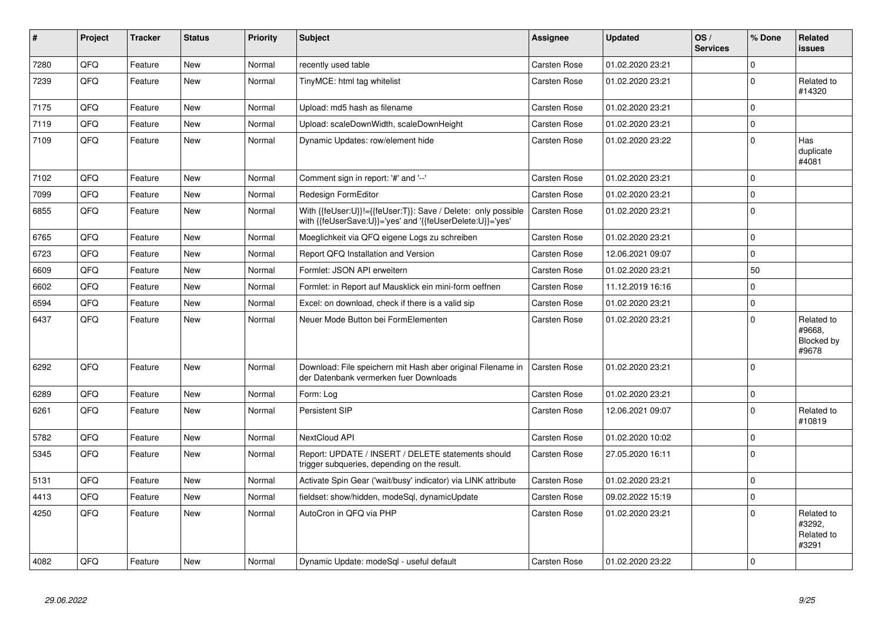| # | Project | Tracker | Status | Priority | Subject | Assignee | Updated | OS / Services | % Done | Related issues |
|---|---|---|---|---|---|---|---|---|---|---|
| 7280 | QFQ | Feature | New | Normal | recently used table | Carsten Rose | 01.02.2020 23:21 | | 0 | |
| 7239 | QFQ | Feature | New | Normal | TinyMCE: html tag whitelist | Carsten Rose | 01.02.2020 23:21 | | 0 | Related to #14320 |
| 7175 | QFQ | Feature | New | Normal | Upload: md5 hash as filename | Carsten Rose | 01.02.2020 23:21 | | 0 | |
| 7119 | QFQ | Feature | New | Normal | Upload: scaleDownWidth, scaleDownHeight | Carsten Rose | 01.02.2020 23:21 | | 0 | |
| 7109 | QFQ | Feature | New | Normal | Dynamic Updates: row/element hide | Carsten Rose | 01.02.2020 23:22 | | 0 | Has duplicate #4081 |
| 7102 | QFQ | Feature | New | Normal | Comment sign in report: '#' and '--' | Carsten Rose | 01.02.2020 23:21 | | 0 | |
| 7099 | QFQ | Feature | New | Normal | Redesign FormEditor | Carsten Rose | 01.02.2020 23:21 | | 0 | |
| 6855 | QFQ | Feature | New | Normal | With {{feUser:U}}!={{feUser:T}}: Save / Delete: only possible with {{feUserSave:U}}='yes' and '{{feUserDelete:U}}='yes' | Carsten Rose | 01.02.2020 23:21 | | 0 | |
| 6765 | QFQ | Feature | New | Normal | Moeglichkeit via QFQ eigene Logs zu schreiben | Carsten Rose | 01.02.2020 23:21 | | 0 | |
| 6723 | QFQ | Feature | New | Normal | Report QFQ Installation and Version | Carsten Rose | 12.06.2021 09:07 | | 0 | |
| 6609 | QFQ | Feature | New | Normal | Formlet: JSON API erweitern | Carsten Rose | 01.02.2020 23:21 | | 50 | |
| 6602 | QFQ | Feature | New | Normal | Formlet: in Report auf Mausklick ein mini-form oeffnen | Carsten Rose | 11.12.2019 16:16 | | 0 | |
| 6594 | QFQ | Feature | New | Normal | Excel: on download, check if there is a valid sip | Carsten Rose | 01.02.2020 23:21 | | 0 | |
| 6437 | QFQ | Feature | New | Normal | Neuer Mode Button bei FormElementen | Carsten Rose | 01.02.2020 23:21 | | 0 | Related to #9668, Blocked by #9678 |
| 6292 | QFQ | Feature | New | Normal | Download: File speichern mit Hash aber original Filename in der Datenbank vermerken fuer Downloads | Carsten Rose | 01.02.2020 23:21 | | 0 | |
| 6289 | QFQ | Feature | New | Normal | Form: Log | Carsten Rose | 01.02.2020 23:21 | | 0 | |
| 6261 | QFQ | Feature | New | Normal | Persistent SIP | Carsten Rose | 12.06.2021 09:07 | | 0 | Related to #10819 |
| 5782 | QFQ | Feature | New | Normal | NextCloud API | Carsten Rose | 01.02.2020 10:02 | | 0 | |
| 5345 | QFQ | Feature | New | Normal | Report: UPDATE / INSERT / DELETE statements should trigger subqueries, depending on the result. | Carsten Rose | 27.05.2020 16:11 | | 0 | |
| 5131 | QFQ | Feature | New | Normal | Activate Spin Gear ('wait/busy' indicator) via LINK attribute | Carsten Rose | 01.02.2020 23:21 | | 0 | |
| 4413 | QFQ | Feature | New | Normal | fieldset: show/hidden, modeSql, dynamicUpdate | Carsten Rose | 09.02.2022 15:19 | | 0 | |
| 4250 | QFQ | Feature | New | Normal | AutoCron in QFQ via PHP | Carsten Rose | 01.02.2020 23:21 | | 0 | Related to #3292, Related to #3291 |
| 4082 | QFQ | Feature | New | Normal | Dynamic Update: modeSql - useful default | Carsten Rose | 01.02.2020 23:22 | | 0 | |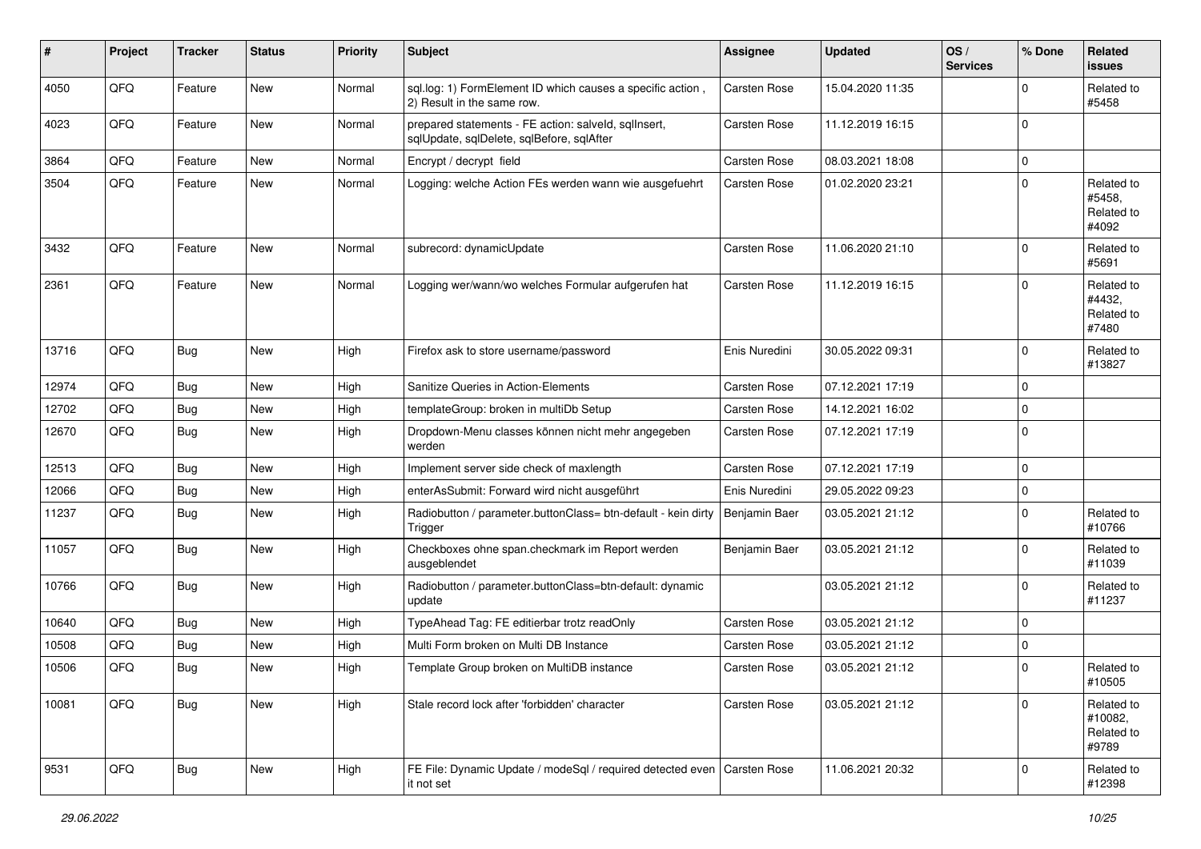| # | Project | Tracker | Status | Priority | Subject | Assignee | Updated | OS / Services | % Done | Related issues |
|---|---|---|---|---|---|---|---|---|---|---|
| 4050 | QFQ | Feature | New | Normal | sql.log: 1) FormElement ID which causes a specific action , 2) Result in the same row. | Carsten Rose | 15.04.2020 11:35 | | 0 | Related to #5458 |
| 4023 | QFQ | Feature | New | Normal | prepared statements - FE action: salveld, sqlInsert, sqlUpdate, sqlDelete, sqlBefore, sqlAfter | Carsten Rose | 11.12.2019 16:15 | | 0 | |
| 3864 | QFQ | Feature | New | Normal | Encrypt / decrypt field | Carsten Rose | 08.03.2021 18:08 | | 0 | |
| 3504 | QFQ | Feature | New | Normal | Logging: welche Action FEs werden wann wie ausgefuehrt | Carsten Rose | 01.02.2020 23:21 | | 0 | Related to #5458, Related to #4092 |
| 3432 | QFQ | Feature | New | Normal | subrecord: dynamicUpdate | Carsten Rose | 11.06.2020 21:10 | | 0 | Related to #5691 |
| 2361 | QFQ | Feature | New | Normal | Logging wer/wann/wo welches Formular aufgerufen hat | Carsten Rose | 11.12.2019 16:15 | | 0 | Related to #4432, Related to #7480 |
| 13716 | QFQ | Bug | New | High | Firefox ask to store username/password | Enis Nuredini | 30.05.2022 09:31 | | 0 | Related to #13827 |
| 12974 | QFQ | Bug | New | High | Sanitize Queries in Action-Elements | Carsten Rose | 07.12.2021 17:19 | | 0 | |
| 12702 | QFQ | Bug | New | High | templateGroup: broken in multiDb Setup | Carsten Rose | 14.12.2021 16:02 | | 0 | |
| 12670 | QFQ | Bug | New | High | Dropdown-Menu classes können nicht mehr angegeben werden | Carsten Rose | 07.12.2021 17:19 | | 0 | |
| 12513 | QFQ | Bug | New | High | Implement server side check of maxlength | Carsten Rose | 07.12.2021 17:19 | | 0 | |
| 12066 | QFQ | Bug | New | High | enterAsSubmit: Forward wird nicht ausgeführt | Enis Nuredini | 29.05.2022 09:23 | | 0 | |
| 11237 | QFQ | Bug | New | High | Radiobutton / parameter.buttonClass= btn-default - kein dirty Trigger | Benjamin Baer | 03.05.2021 21:12 | | 0 | Related to #10766 |
| 11057 | QFQ | Bug | New | High | Checkboxes ohne span.checkmark im Report werden ausgeblendet | Benjamin Baer | 03.05.2021 21:12 | | 0 | Related to #11039 |
| 10766 | QFQ | Bug | New | High | Radiobutton / parameter.buttonClass=btn-default: dynamic update | | 03.05.2021 21:12 | | 0 | Related to #11237 |
| 10640 | QFQ | Bug | New | High | TypeAhead Tag: FE editierbar trotz readOnly | Carsten Rose | 03.05.2021 21:12 | | 0 | |
| 10508 | QFQ | Bug | New | High | Multi Form broken on Multi DB Instance | Carsten Rose | 03.05.2021 21:12 | | 0 | |
| 10506 | QFQ | Bug | New | High | Template Group broken on MultiDB instance | Carsten Rose | 03.05.2021 21:12 | | 0 | Related to #10505 |
| 10081 | QFQ | Bug | New | High | Stale record lock after 'forbidden' character | Carsten Rose | 03.05.2021 21:12 | | 0 | Related to #10082, Related to #9789 |
| 9531 | QFQ | Bug | New | High | FE File: Dynamic Update / modeSql / required detected even it not set | Carsten Rose | 11.06.2021 20:32 | | 0 | Related to #12398 |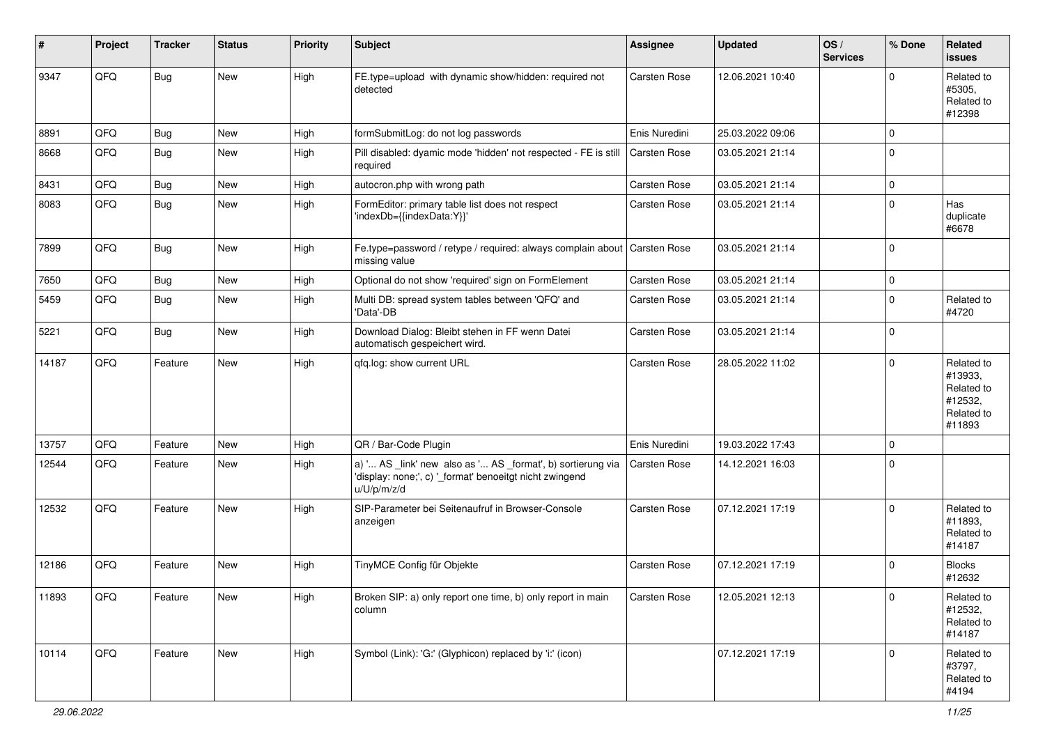| # | Project | Tracker | Status | Priority | Subject | Assignee | Updated | OS / Services | % Done | Related issues |
|---|---|---|---|---|---|---|---|---|---|---|
| 9347 | QFQ | Bug | New | High | FE.type=upload with dynamic show/hidden: required not detected | Carsten Rose | 12.06.2021 10:40 | | 0 | Related to #5305, Related to #12398 |
| 8891 | QFQ | Bug | New | High | formSubmitLog: do not log passwords | Enis Nuredini | 25.03.2022 09:06 | | 0 | |
| 8668 | QFQ | Bug | New | High | Pill disabled: dyamic mode 'hidden' not respected - FE is still required | Carsten Rose | 03.05.2021 21:14 | | 0 | |
| 8431 | QFQ | Bug | New | High | autocron.php with wrong path | Carsten Rose | 03.05.2021 21:14 | | 0 | |
| 8083 | QFQ | Bug | New | High | FormEditor: primary table list does not respect 'indexDb={{indexData:Y}}' | Carsten Rose | 03.05.2021 21:14 | | 0 | Has duplicate #6678 |
| 7899 | QFQ | Bug | New | High | Fe.type=password / retype / required: always complain about missing value | Carsten Rose | 03.05.2021 21:14 | | 0 | |
| 7650 | QFQ | Bug | New | High | Optional do not show 'required' sign on FormElement | Carsten Rose | 03.05.2021 21:14 | | 0 | |
| 5459 | QFQ | Bug | New | High | Multi DB: spread system tables between 'QFQ' and 'Data'-DB | Carsten Rose | 03.05.2021 21:14 | | 0 | Related to #4720 |
| 5221 | QFQ | Bug | New | High | Download Dialog: Bleibt stehen in FF wenn Datei automatisch gespeichert wird. | Carsten Rose | 03.05.2021 21:14 | | 0 | |
| 14187 | QFQ | Feature | New | High | qfq.log: show current URL | Carsten Rose | 28.05.2022 11:02 | | 0 | Related to #13933, Related to #12532, Related to #11893 |
| 13757 | QFQ | Feature | New | High | QR / Bar-Code Plugin | Enis Nuredini | 19.03.2022 17:43 | | 0 | |
| 12544 | QFQ | Feature | New | High | a) '... AS _link' new also as '... AS _format', b) sortierung via 'display: none;', c) '_format' benoeitgt nicht zwingend u/U/p/m/z/d | Carsten Rose | 14.12.2021 16:03 | | 0 | |
| 12532 | QFQ | Feature | New | High | SIP-Parameter bei Seitenaufruf in Browser-Console anzeigen | Carsten Rose | 07.12.2021 17:19 | | 0 | Related to #11893, Related to #14187 |
| 12186 | QFQ | Feature | New | High | TinyMCE Config für Objekte | Carsten Rose | 07.12.2021 17:19 | | 0 | Blocks #12632 |
| 11893 | QFQ | Feature | New | High | Broken SIP: a) only report one time, b) only report in main column | Carsten Rose | 12.05.2021 12:13 | | 0 | Related to #12532, Related to #14187 |
| 10114 | QFQ | Feature | New | High | Symbol (Link): 'G:' (Glyphicon) replaced by 'i:' (icon) | | 07.12.2021 17:19 | | 0 | Related to #3797, Related to #4194 |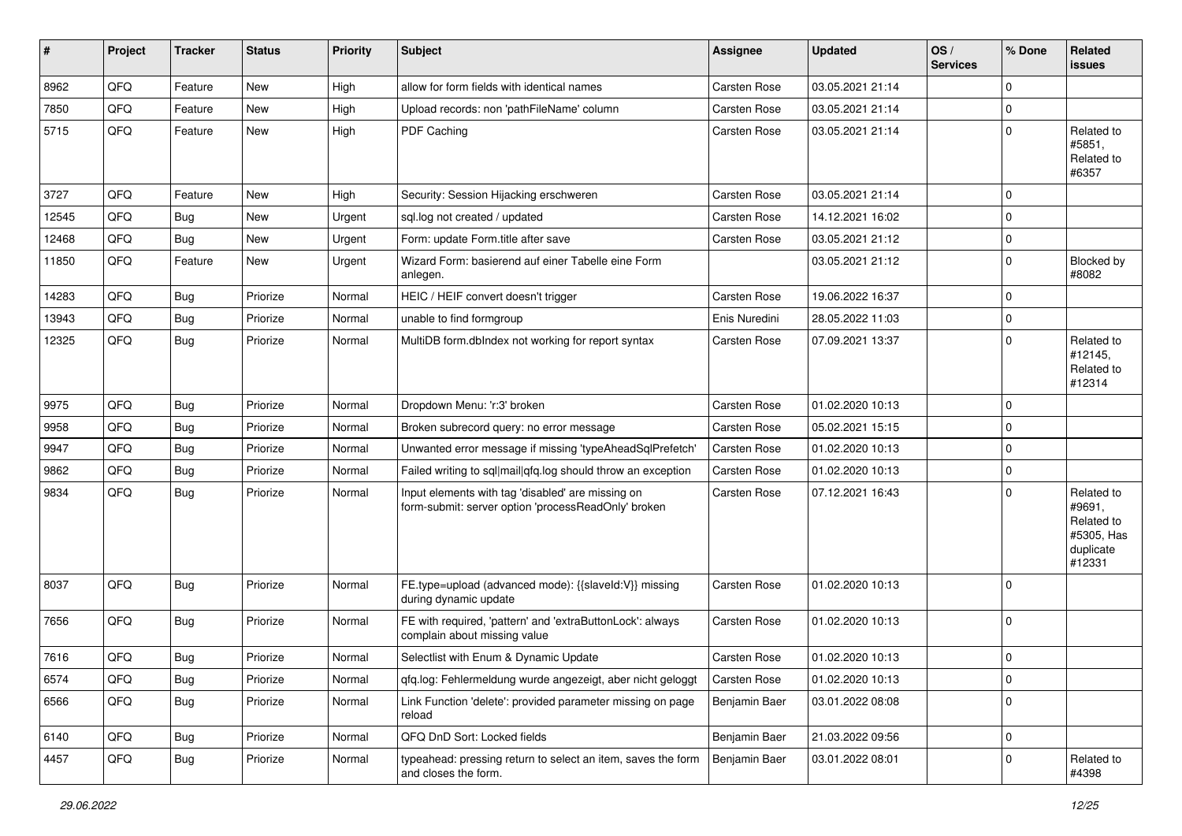| # | Project | Tracker | Status | Priority | Subject | Assignee | Updated | OS / Services | % Done | Related issues |
|---|---|---|---|---|---|---|---|---|---|---|
| 8962 | QFQ | Feature | New | High | allow for form fields with identical names | Carsten Rose | 03.05.2021 21:14 | | 0 | |
| 7850 | QFQ | Feature | New | High | Upload records: non 'pathFileName' column | Carsten Rose | 03.05.2021 21:14 | | 0 | |
| 5715 | QFQ | Feature | New | High | PDF Caching | Carsten Rose | 03.05.2021 21:14 | | 0 | Related to #5851, Related to #6357 |
| 3727 | QFQ | Feature | New | High | Security: Session Hijacking erschweren | Carsten Rose | 03.05.2021 21:14 | | 0 | |
| 12545 | QFQ | Bug | New | Urgent | sql.log not created / updated | Carsten Rose | 14.12.2021 16:02 | | 0 | |
| 12468 | QFQ | Bug | New | Urgent | Form: update Form.title after save | Carsten Rose | 03.05.2021 21:12 | | 0 | |
| 11850 | QFQ | Feature | New | Urgent | Wizard Form: basierend auf einer Tabelle eine Form anlegen. | | 03.05.2021 21:12 | | 0 | Blocked by #8082 |
| 14283 | QFQ | Bug | Priorize | Normal | HEIC / HEIF convert doesn't trigger | Carsten Rose | 19.06.2022 16:37 | | 0 | |
| 13943 | QFQ | Bug | Priorize | Normal | unable to find formgroup | Enis Nuredini | 28.05.2022 11:03 | | 0 | |
| 12325 | QFQ | Bug | Priorize | Normal | MultiDB form.dbIndex not working for report syntax | Carsten Rose | 07.09.2021 13:37 | | 0 | Related to #12145, Related to #12314 |
| 9975 | QFQ | Bug | Priorize | Normal | Dropdown Menu: 'r:3' broken | Carsten Rose | 01.02.2020 10:13 | | 0 | |
| 9958 | QFQ | Bug | Priorize | Normal | Broken subrecord query: no error message | Carsten Rose | 05.02.2021 15:15 | | 0 | |
| 9947 | QFQ | Bug | Priorize | Normal | Unwanted error message if missing 'typeAheadSqlPrefetch' | Carsten Rose | 01.02.2020 10:13 | | 0 | |
| 9862 | QFQ | Bug | Priorize | Normal | Failed writing to sql\|mail\|qfq.log should throw an exception | Carsten Rose | 01.02.2020 10:13 | | 0 | |
| 9834 | QFQ | Bug | Priorize | Normal | Input elements with tag 'disabled' are missing on form-submit: server option 'processReadOnly' broken | Carsten Rose | 07.12.2021 16:43 | | 0 | Related to #9691, Related to #5305, Has duplicate #12331 |
| 8037 | QFQ | Bug | Priorize | Normal | FE.type=upload (advanced mode): {{slaveId:V}} missing during dynamic update | Carsten Rose | 01.02.2020 10:13 | | 0 | |
| 7656 | QFQ | Bug | Priorize | Normal | FE with required, 'pattern' and 'extraButtonLock': always complain about missing value | Carsten Rose | 01.02.2020 10:13 | | 0 | |
| 7616 | QFQ | Bug | Priorize | Normal | Selectlist with Enum & Dynamic Update | Carsten Rose | 01.02.2020 10:13 | | 0 | |
| 6574 | QFQ | Bug | Priorize | Normal | qfq.log: Fehlermeldung wurde angezeigt, aber nicht geloggt | Carsten Rose | 01.02.2020 10:13 | | 0 | |
| 6566 | QFQ | Bug | Priorize | Normal | Link Function 'delete': provided parameter missing on page reload | Benjamin Baer | 03.01.2022 08:08 | | 0 | |
| 6140 | QFQ | Bug | Priorize | Normal | QFQ DnD Sort: Locked fields | Benjamin Baer | 21.03.2022 09:56 | | 0 | |
| 4457 | QFQ | Bug | Priorize | Normal | typeahead: pressing return to select an item, saves the form and closes the form. | Benjamin Baer | 03.01.2022 08:01 | | 0 | Related to #4398 |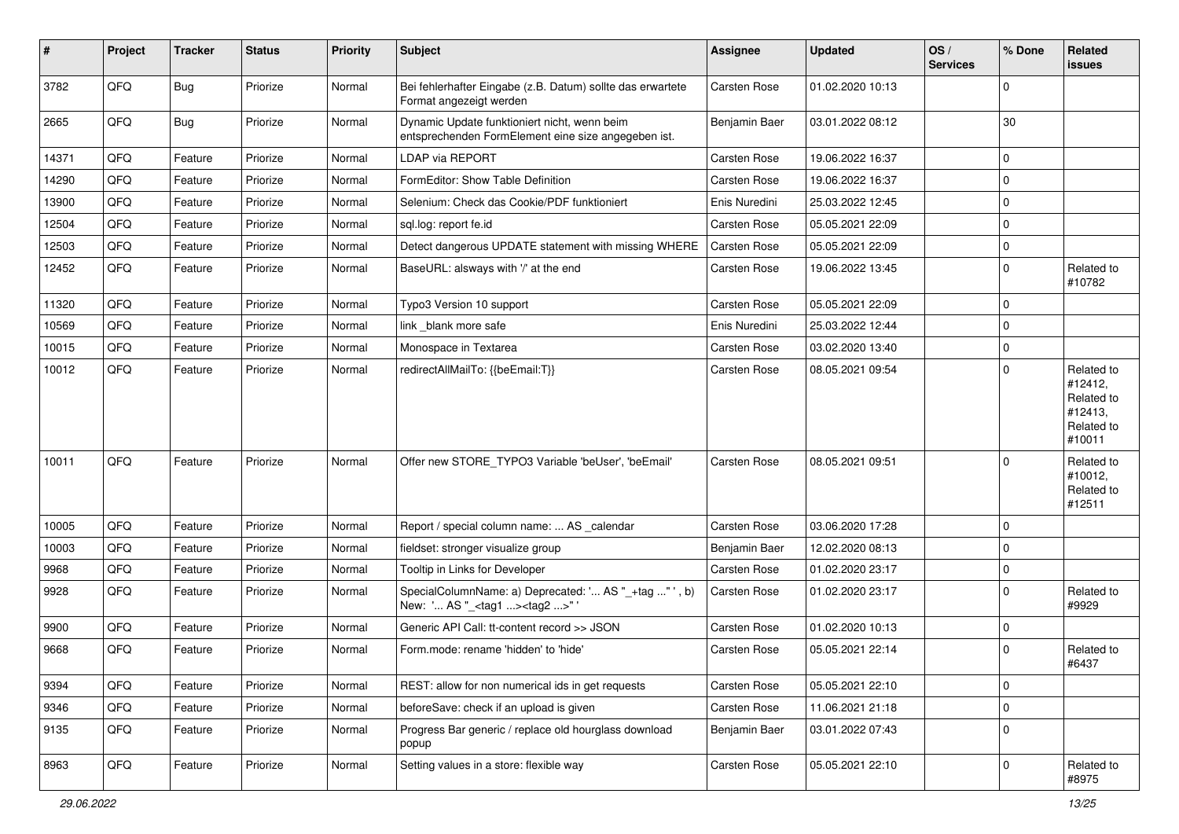| # | Project | Tracker | Status | Priority | Subject | Assignee | Updated | OS / Services | % Done | Related issues |
|---|---|---|---|---|---|---|---|---|---|---|
| 3782 | QFQ | Bug | Priorize | Normal | Bei fehlerhafter Eingabe (z.B. Datum) sollte das erwartete Format angezeigt werden | Carsten Rose | 01.02.2020 10:13 | | 0 | |
| 2665 | QFQ | Bug | Priorize | Normal | Dynamic Update funktioniert nicht, wenn beim entsprechenden FormElement eine size angegeben ist. | Benjamin Baer | 03.01.2022 08:12 | | 30 | |
| 14371 | QFQ | Feature | Priorize | Normal | LDAP via REPORT | Carsten Rose | 19.06.2022 16:37 | | 0 | |
| 14290 | QFQ | Feature | Priorize | Normal | FormEditor: Show Table Definition | Carsten Rose | 19.06.2022 16:37 | | 0 | |
| 13900 | QFQ | Feature | Priorize | Normal | Selenium: Check das Cookie/PDF funktioniert | Enis Nuredini | 25.03.2022 12:45 | | 0 | |
| 12504 | QFQ | Feature | Priorize | Normal | sql.log: report fe.id | Carsten Rose | 05.05.2021 22:09 | | 0 | |
| 12503 | QFQ | Feature | Priorize | Normal | Detect dangerous UPDATE statement with missing WHERE | Carsten Rose | 05.05.2021 22:09 | | 0 | |
| 12452 | QFQ | Feature | Priorize | Normal | BaseURL: alsways with '/' at the end | Carsten Rose | 19.06.2022 13:45 | | 0 | Related to #10782 |
| 11320 | QFQ | Feature | Priorize | Normal | Typo3 Version 10 support | Carsten Rose | 05.05.2021 22:09 | | 0 | |
| 10569 | QFQ | Feature | Priorize | Normal | link _blank more safe | Enis Nuredini | 25.03.2022 12:44 | | 0 | |
| 10015 | QFQ | Feature | Priorize | Normal | Monospace in Textarea | Carsten Rose | 03.02.2020 13:40 | | 0 | |
| 10012 | QFQ | Feature | Priorize | Normal | redirectAllMailTo: {{beEmail:T}} | Carsten Rose | 08.05.2021 09:54 | | 0 | Related to #12412, Related to #12413, Related to #10011 |
| 10011 | QFQ | Feature | Priorize | Normal | Offer new STORE_TYPO3 Variable 'beUser', 'beEmail' | Carsten Rose | 08.05.2021 09:51 | | 0 | Related to #10012, Related to #12511 |
| 10005 | QFQ | Feature | Priorize | Normal | Report / special column name: ... AS _calendar | Carsten Rose | 03.06.2020 17:28 | | 0 | |
| 10003 | QFQ | Feature | Priorize | Normal | fieldset: stronger visualize group | Benjamin Baer | 12.02.2020 08:13 | | 0 | |
| 9968 | QFQ | Feature | Priorize | Normal | Tooltip in Links for Developer | Carsten Rose | 01.02.2020 23:17 | | 0 | |
| 9928 | QFQ | Feature | Priorize | Normal | SpecialColumnName: a) Deprecated: '... AS "_+tag ..." ', b) New: '... AS "_<tag1 ...><tag2 ...>" ' | Carsten Rose | 01.02.2020 23:17 | | 0 | Related to #9929 |
| 9900 | QFQ | Feature | Priorize | Normal | Generic API Call: tt-content record >> JSON | Carsten Rose | 01.02.2020 10:13 | | 0 | |
| 9668 | QFQ | Feature | Priorize | Normal | Form.mode: rename 'hidden' to 'hide' | Carsten Rose | 05.05.2021 22:14 | | 0 | Related to #6437 |
| 9394 | QFQ | Feature | Priorize | Normal | REST: allow for non numerical ids in get requests | Carsten Rose | 05.05.2021 22:10 | | 0 | |
| 9346 | QFQ | Feature | Priorize | Normal | beforeSave: check if an upload is given | Carsten Rose | 11.06.2021 21:18 | | 0 | |
| 9135 | QFQ | Feature | Priorize | Normal | Progress Bar generic / replace old hourglass download popup | Benjamin Baer | 03.01.2022 07:43 | | 0 | |
| 8963 | QFQ | Feature | Priorize | Normal | Setting values in a store: flexible way | Carsten Rose | 05.05.2021 22:10 | | 0 | Related to #8975 |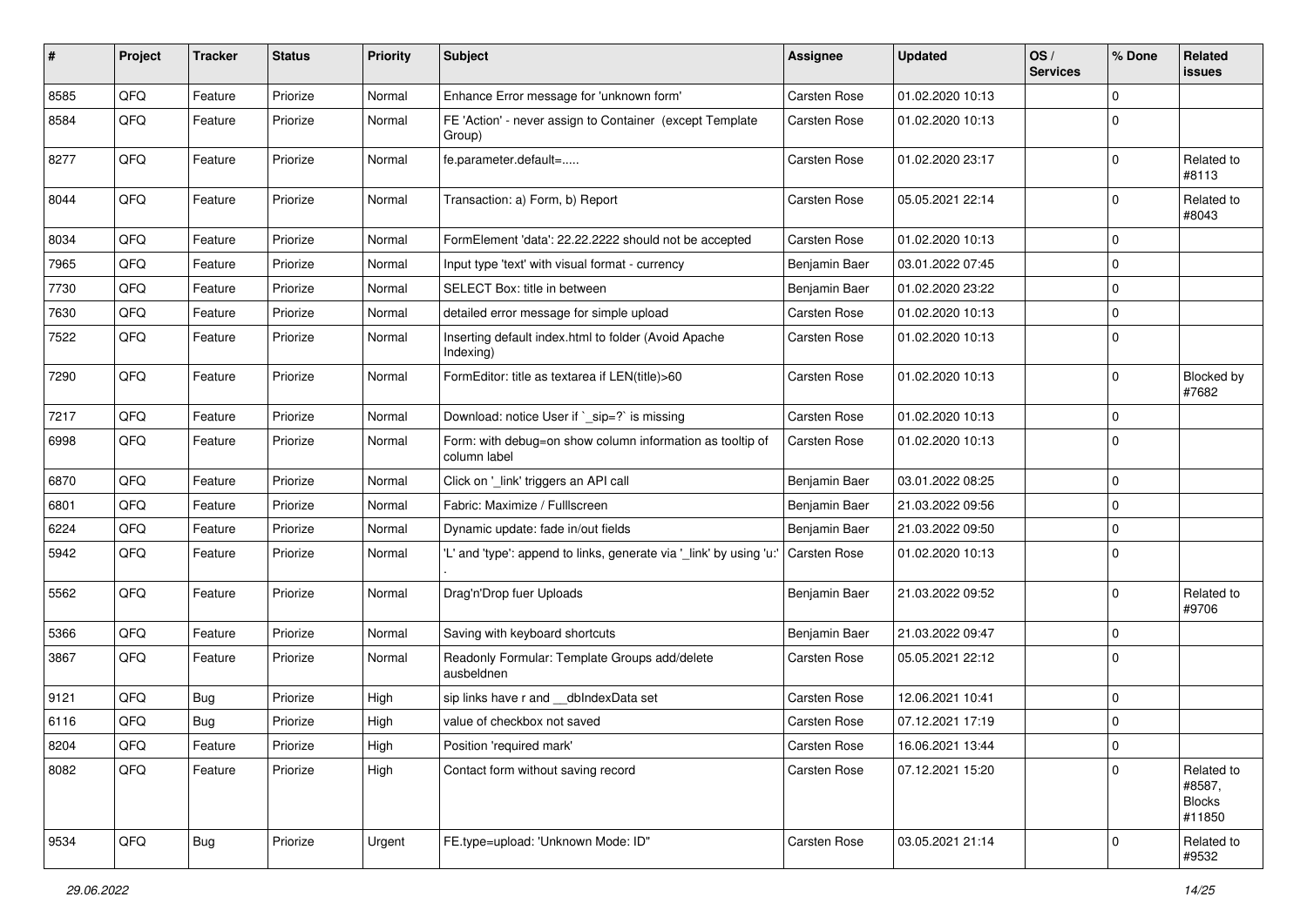| # | Project | Tracker | Status | Priority | Subject | Assignee | Updated | OS / Services | % Done | Related issues |
|---|---|---|---|---|---|---|---|---|---|---|
| 8585 | QFQ | Feature | Priorize | Normal | Enhance Error message for 'unknown form' | Carsten Rose | 01.02.2020 10:13 | | 0 | |
| 8584 | QFQ | Feature | Priorize | Normal | FE 'Action' - never assign to Container (except Template Group) | Carsten Rose | 01.02.2020 10:13 | | 0 | |
| 8277 | QFQ | Feature | Priorize | Normal | fe.parameter.default=..... | Carsten Rose | 01.02.2020 23:17 | | 0 | Related to #8113 |
| 8044 | QFQ | Feature | Priorize | Normal | Transaction: a) Form, b) Report | Carsten Rose | 05.05.2021 22:14 | | 0 | Related to #8043 |
| 8034 | QFQ | Feature | Priorize | Normal | FormElement 'data': 22.22.2222 should not be accepted | Carsten Rose | 01.02.2020 10:13 | | 0 | |
| 7965 | QFQ | Feature | Priorize | Normal | Input type 'text' with visual format - currency | Benjamin Baer | 03.01.2022 07:45 | | 0 | |
| 7730 | QFQ | Feature | Priorize | Normal | SELECT Box: title in between | Benjamin Baer | 01.02.2020 23:22 | | 0 | |
| 7630 | QFQ | Feature | Priorize | Normal | detailed error message for simple upload | Carsten Rose | 01.02.2020 10:13 | | 0 | |
| 7522 | QFQ | Feature | Priorize | Normal | Inserting default index.html to folder (Avoid Apache Indexing) | Carsten Rose | 01.02.2020 10:13 | | 0 | |
| 7290 | QFQ | Feature | Priorize | Normal | FormEditor: title as textarea if LEN(title)>60 | Carsten Rose | 01.02.2020 10:13 | | 0 | Blocked by #7682 |
| 7217 | QFQ | Feature | Priorize | Normal | Download: notice User if `_sip=?` is missing | Carsten Rose | 01.02.2020 10:13 | | 0 | |
| 6998 | QFQ | Feature | Priorize | Normal | Form: with debug=on show column information as tooltip of column label | Carsten Rose | 01.02.2020 10:13 | | 0 | |
| 6870 | QFQ | Feature | Priorize | Normal | Click on '_link' triggers an API call | Benjamin Baer | 03.01.2022 08:25 | | 0 | |
| 6801 | QFQ | Feature | Priorize | Normal | Fabric: Maximize / FullIscreen | Benjamin Baer | 21.03.2022 09:56 | | 0 | |
| 6224 | QFQ | Feature | Priorize | Normal | Dynamic update: fade in/out fields | Benjamin Baer | 21.03.2022 09:50 | | 0 | |
| 5942 | QFQ | Feature | Priorize | Normal | 'L' and 'type': append to links, generate via '_link' by using 'u:' . | Carsten Rose | 01.02.2020 10:13 | | 0 | |
| 5562 | QFQ | Feature | Priorize | Normal | Drag'n'Drop fuer Uploads | Benjamin Baer | 21.03.2022 09:52 | | 0 | Related to #9706 |
| 5366 | QFQ | Feature | Priorize | Normal | Saving with keyboard shortcuts | Benjamin Baer | 21.03.2022 09:47 | | 0 | |
| 3867 | QFQ | Feature | Priorize | Normal | Readonly Formular: Template Groups add/delete ausbeldnen | Carsten Rose | 05.05.2021 22:12 | | 0 | |
| 9121 | QFQ | Bug | Priorize | High | sip links have r and __dbIndexData set | Carsten Rose | 12.06.2021 10:41 | | 0 | |
| 6116 | QFQ | Bug | Priorize | High | value of checkbox not saved | Carsten Rose | 07.12.2021 17:19 | | 0 | |
| 8204 | QFQ | Feature | Priorize | High | Position 'required mark' | Carsten Rose | 16.06.2021 13:44 | | 0 | |
| 8082 | QFQ | Feature | Priorize | High | Contact form without saving record | Carsten Rose | 07.12.2021 15:20 | | 0 | Related to #8587, Blocks #11850 |
| 9534 | QFQ | Bug | Priorize | Urgent | FE.type=upload: 'Unknown Mode: ID" | Carsten Rose | 03.05.2021 21:14 | | 0 | Related to #9532 |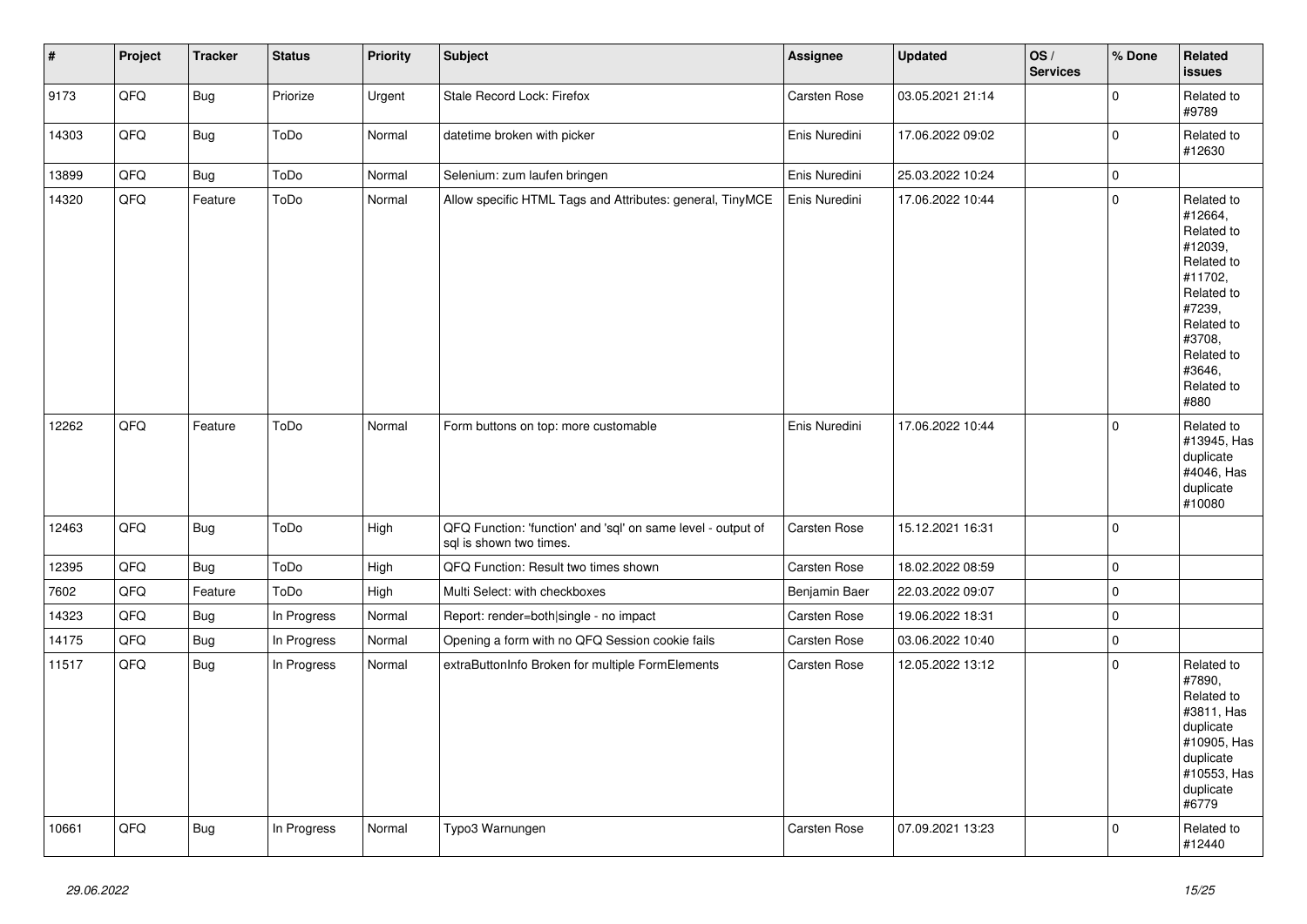| # | Project | Tracker | Status | Priority | Subject | Assignee | Updated | OS / Services | % Done | Related issues |
|---|---|---|---|---|---|---|---|---|---|---|
| 9173 | QFQ | Bug | Priorize | Urgent | Stale Record Lock: Firefox | Carsten Rose | 03.05.2021 21:14 | | 0 | Related to #9789 |
| 14303 | QFQ | Bug | ToDo | Normal | datetime broken with picker | Enis Nuredini | 17.06.2022 09:02 | | 0 | Related to #12630 |
| 13899 | QFQ | Bug | ToDo | Normal | Selenium: zum laufen bringen | Enis Nuredini | 25.03.2022 10:24 | | 0 | |
| 14320 | QFQ | Feature | ToDo | Normal | Allow specific HTML Tags and Attributes: general, TinyMCE | Enis Nuredini | 17.06.2022 10:44 | | 0 | Related to #12664, Related to #12039, Related to #11702, Related to #7239, Related to #3708, Related to #3646, Related to #880 |
| 12262 | QFQ | Feature | ToDo | Normal | Form buttons on top: more customable | Enis Nuredini | 17.06.2022 10:44 | | 0 | Related to #13945, Has duplicate #4046, Has duplicate #10080 |
| 12463 | QFQ | Bug | ToDo | High | QFQ Function: 'function' and 'sql' on same level - output of sql is shown two times. | Carsten Rose | 15.12.2021 16:31 | | 0 | |
| 12395 | QFQ | Bug | ToDo | High | QFQ Function: Result two times shown | Carsten Rose | 18.02.2022 08:59 | | 0 | |
| 7602 | QFQ | Feature | ToDo | High | Multi Select: with checkboxes | Benjamin Baer | 22.03.2022 09:07 | | 0 | |
| 14323 | QFQ | Bug | In Progress | Normal | Report: render=both\|single - no impact | Carsten Rose | 19.06.2022 18:31 | | 0 | |
| 14175 | QFQ | Bug | In Progress | Normal | Opening a form with no QFQ Session cookie fails | Carsten Rose | 03.06.2022 10:40 | | 0 | |
| 11517 | QFQ | Bug | In Progress | Normal | extraButtonInfo Broken for multiple FormElements | Carsten Rose | 12.05.2022 13:12 | | 0 | Related to #7890, Related to #3811, Has duplicate #10905, Has duplicate #10553, Has duplicate #6779 |
| 10661 | QFQ | Bug | In Progress | Normal | Typo3 Warnungen | Carsten Rose | 07.09.2021 13:23 | | 0 | Related to #12440 |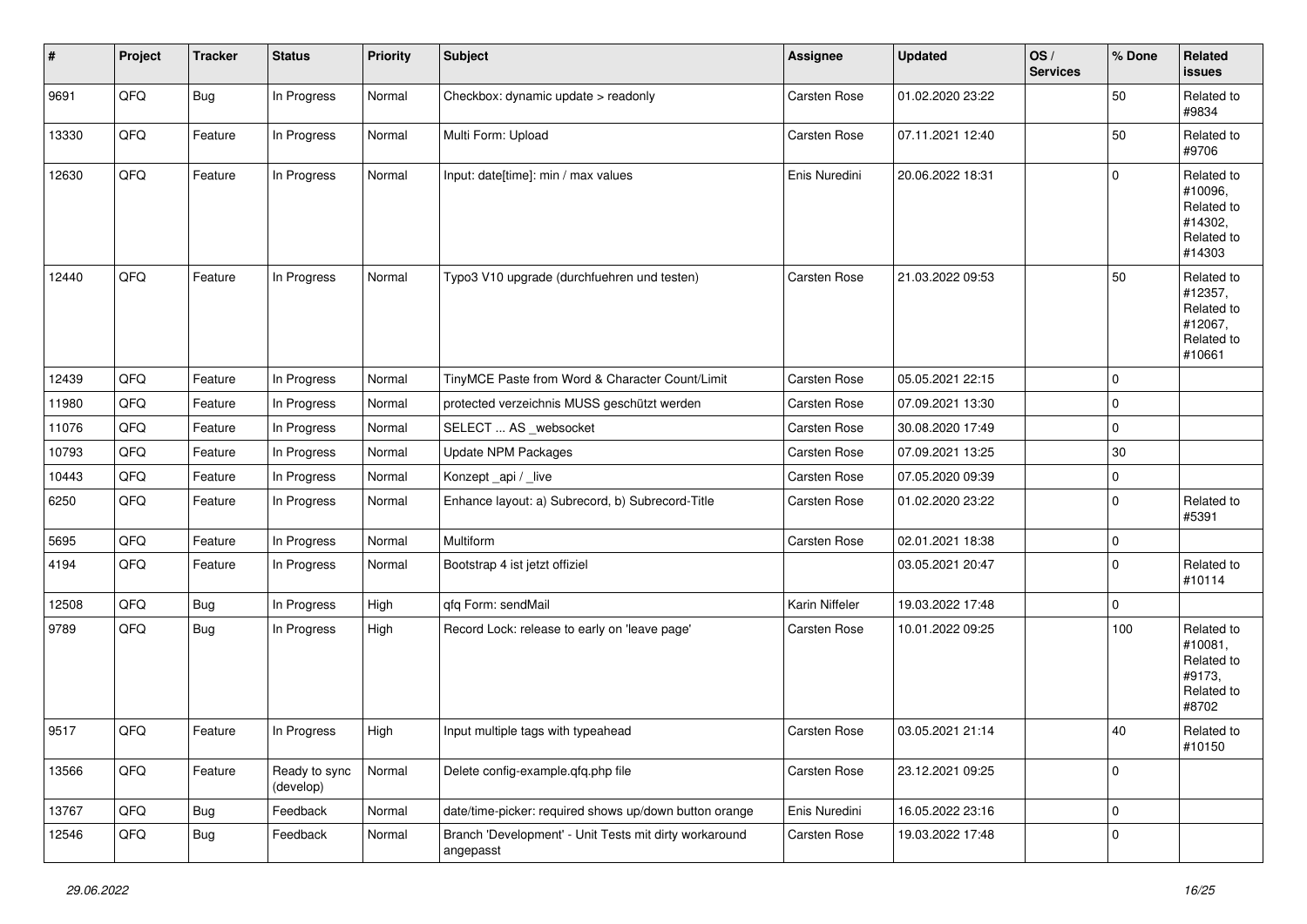| # | Project | Tracker | Status | Priority | Subject | Assignee | Updated | OS / Services | % Done | Related issues |
|---|---|---|---|---|---|---|---|---|---|---|
| 9691 | QFQ | Bug | In Progress | Normal | Checkbox: dynamic update > readonly | Carsten Rose | 01.02.2020 23:22 | | 50 | Related to #9834 |
| 13330 | QFQ | Feature | In Progress | Normal | Multi Form: Upload | Carsten Rose | 07.11.2021 12:40 | | 50 | Related to #9706 |
| 12630 | QFQ | Feature | In Progress | Normal | Input: date[time]: min / max values | Enis Nuredini | 20.06.2022 18:31 | | 0 | Related to #10096, Related to #14302, Related to #14303 |
| 12440 | QFQ | Feature | In Progress | Normal | Typo3 V10 upgrade (durchfuehren und testen) | Carsten Rose | 21.03.2022 09:53 | | 50 | Related to #12357, Related to #12067, Related to #10661 |
| 12439 | QFQ | Feature | In Progress | Normal | TinyMCE Paste from Word & Character Count/Limit | Carsten Rose | 05.05.2021 22:15 | | 0 | |
| 11980 | QFQ | Feature | In Progress | Normal | protected verzeichnis MUSS geschützt werden | Carsten Rose | 07.09.2021 13:30 | | 0 | |
| 11076 | QFQ | Feature | In Progress | Normal | SELECT ... AS _websocket | Carsten Rose | 30.08.2020 17:49 | | 0 | |
| 10793 | QFQ | Feature | In Progress | Normal | Update NPM Packages | Carsten Rose | 07.09.2021 13:25 | | 30 | |
| 10443 | QFQ | Feature | In Progress | Normal | Konzept _api / _live | Carsten Rose | 07.05.2020 09:39 | | 0 | |
| 6250 | QFQ | Feature | In Progress | Normal | Enhance layout: a) Subrecord, b) Subrecord-Title | Carsten Rose | 01.02.2020 23:22 | | 0 | Related to #5391 |
| 5695 | QFQ | Feature | In Progress | Normal | Multiform | Carsten Rose | 02.01.2021 18:38 | | 0 | |
| 4194 | QFQ | Feature | In Progress | Normal | Bootstrap 4 ist jetzt offiziel | | 03.05.2021 20:47 | | 0 | Related to #10114 |
| 12508 | QFQ | Bug | In Progress | High | qfq Form: sendMail | Karin Niffeler | 19.03.2022 17:48 | | 0 | |
| 9789 | QFQ | Bug | In Progress | High | Record Lock: release to early on 'leave page' | Carsten Rose | 10.01.2022 09:25 | | 100 | Related to #10081, Related to #9173, Related to #8702 |
| 9517 | QFQ | Feature | In Progress | High | Input multiple tags with typeahead | Carsten Rose | 03.05.2021 21:14 | | 40 | Related to #10150 |
| 13566 | QFQ | Feature | Ready to sync (develop) | Normal | Delete config-example.qfq.php file | Carsten Rose | 23.12.2021 09:25 | | 0 | |
| 13767 | QFQ | Bug | Feedback | Normal | date/time-picker: required shows up/down button orange | Enis Nuredini | 16.05.2022 23:16 | | 0 | |
| 12546 | QFQ | Bug | Feedback | Normal | Branch 'Development' - Unit Tests mit dirty workaround angepasst | Carsten Rose | 19.03.2022 17:48 | | 0 | |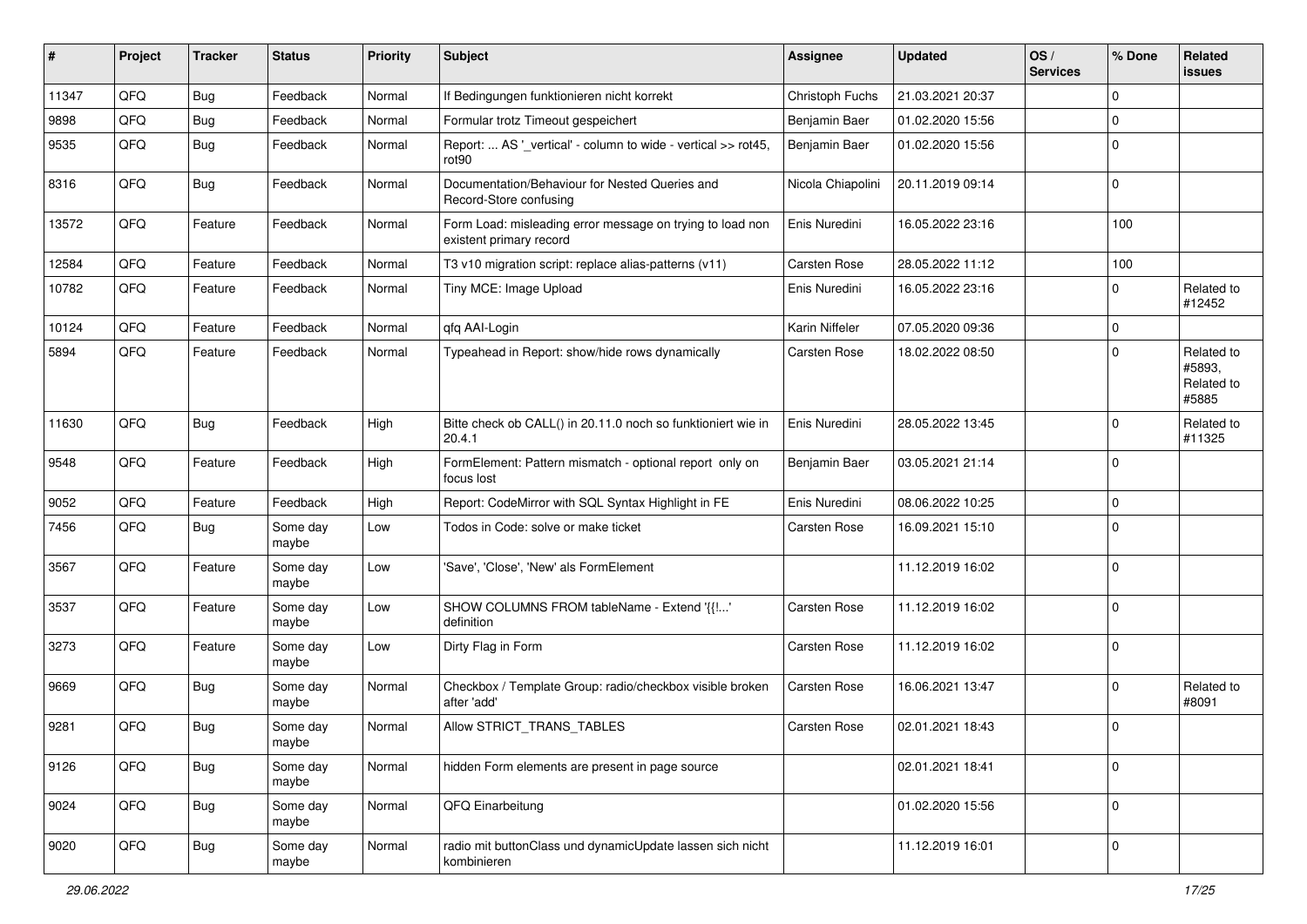| # | Project | Tracker | Status | Priority | Subject | Assignee | Updated | OS / Services | % Done | Related issues |
|---|---|---|---|---|---|---|---|---|---|---|
| 11347 | QFQ | Bug | Feedback | Normal | If Bedingungen funktionieren nicht korrekt | Christoph Fuchs | 21.03.2021 20:37 | | 0 | |
| 9898 | QFQ | Bug | Feedback | Normal | Formular trotz Timeout gespeichert | Benjamin Baer | 01.02.2020 15:56 | | 0 | |
| 9535 | QFQ | Bug | Feedback | Normal | Report: ... AS '_vertical' - column to wide - vertical >> rot45, rot90 | Benjamin Baer | 01.02.2020 15:56 | | 0 | |
| 8316 | QFQ | Bug | Feedback | Normal | Documentation/Behaviour for Nested Queries and Record-Store confusing | Nicola Chiapolini | 20.11.2019 09:14 | | 0 | |
| 13572 | QFQ | Feature | Feedback | Normal | Form Load: misleading error message on trying to load non existent primary record | Enis Nuredini | 16.05.2022 23:16 | | 100 | |
| 12584 | QFQ | Feature | Feedback | Normal | T3 v10 migration script: replace alias-patterns (v11) | Carsten Rose | 28.05.2022 11:12 | | 100 | |
| 10782 | QFQ | Feature | Feedback | Normal | Tiny MCE: Image Upload | Enis Nuredini | 16.05.2022 23:16 | | 0 | Related to #12452 |
| 10124 | QFQ | Feature | Feedback | Normal | qfq AAI-Login | Karin Niffeler | 07.05.2020 09:36 | | 0 | |
| 5894 | QFQ | Feature | Feedback | Normal | Typeahead in Report: show/hide rows dynamically | Carsten Rose | 18.02.2022 08:50 | | 0 | Related to #5893, Related to #5885 |
| 11630 | QFQ | Bug | Feedback | High | Bitte check ob CALL() in 20.11.0 noch so funktioniert wie in 20.4.1 | Enis Nuredini | 28.05.2022 13:45 | | 0 | Related to #11325 |
| 9548 | QFQ | Feature | Feedback | High | FormElement: Pattern mismatch - optional report only on focus lost | Benjamin Baer | 03.05.2021 21:14 | | 0 | |
| 9052 | QFQ | Feature | Feedback | High | Report: CodeMirror with SQL Syntax Highlight in FE | Enis Nuredini | 08.06.2022 10:25 | | 0 | |
| 7456 | QFQ | Bug | Some day maybe | Low | Todos in Code: solve or make ticket | Carsten Rose | 16.09.2021 15:10 | | 0 | |
| 3567 | QFQ | Feature | Some day maybe | Low | 'Save', 'Close', 'New' als FormElement | | 11.12.2019 16:02 | | 0 | |
| 3537 | QFQ | Feature | Some day maybe | Low | SHOW COLUMNS FROM tableName - Extend '{{!...' definition | Carsten Rose | 11.12.2019 16:02 | | 0 | |
| 3273 | QFQ | Feature | Some day maybe | Low | Dirty Flag in Form | Carsten Rose | 11.12.2019 16:02 | | 0 | |
| 9669 | QFQ | Bug | Some day maybe | Normal | Checkbox / Template Group: radio/checkbox visible broken after 'add' | Carsten Rose | 16.06.2021 13:47 | | 0 | Related to #8091 |
| 9281 | QFQ | Bug | Some day maybe | Normal | Allow STRICT_TRANS_TABLES | Carsten Rose | 02.01.2021 18:43 | | 0 | |
| 9126 | QFQ | Bug | Some day maybe | Normal | hidden Form elements are present in page source | | 02.01.2021 18:41 | | 0 | |
| 9024 | QFQ | Bug | Some day maybe | Normal | QFQ Einarbeitung | | 01.02.2020 15:56 | | 0 | |
| 9020 | QFQ | Bug | Some day maybe | Normal | radio mit buttonClass und dynamicUpdate lassen sich nicht kombinieren | | 11.12.2019 16:01 | | 0 | |

*29.06.2022*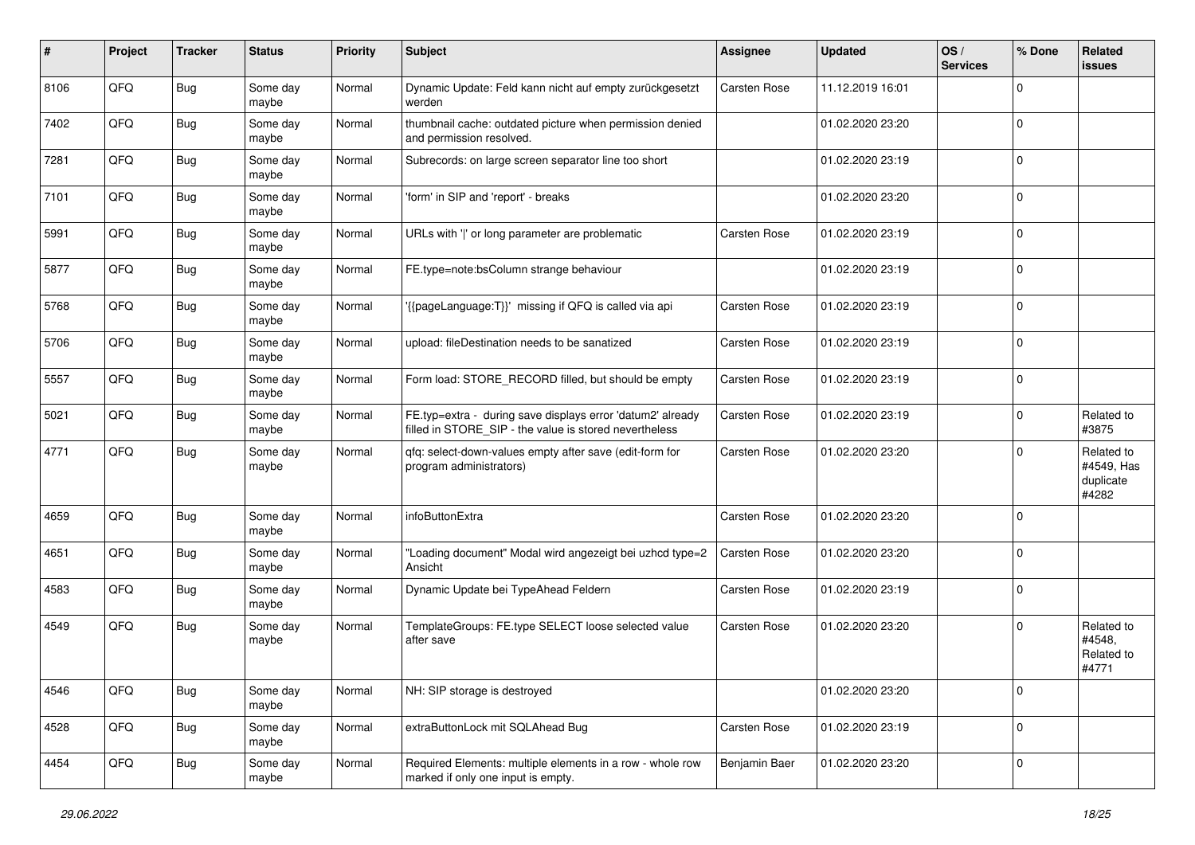| # | Project | Tracker | Status | Priority | Subject | Assignee | Updated | OS / Services | % Done | Related issues |
|---|---|---|---|---|---|---|---|---|---|---|
| 8106 | QFQ | Bug | Some day maybe | Normal | Dynamic Update: Feld kann nicht auf empty zurückgesetzt werden | Carsten Rose | 11.12.2019 16:01 | | 0 | |
| 7402 | QFQ | Bug | Some day maybe | Normal | thumbnail cache: outdated picture when permission denied and permission resolved. | | 01.02.2020 23:20 | | 0 | |
| 7281 | QFQ | Bug | Some day maybe | Normal | Subrecords: on large screen separator line too short | | 01.02.2020 23:19 | | 0 | |
| 7101 | QFQ | Bug | Some day maybe | Normal | 'form' in SIP and 'report' - breaks | | 01.02.2020 23:20 | | 0 | |
| 5991 | QFQ | Bug | Some day maybe | Normal | URLs with ' ' or long parameter are problematic | Carsten Rose | 01.02.2020 23:19 | | 0 | |
| 5877 | QFQ | Bug | Some day maybe | Normal | FE.type=note:bsColumn strange behaviour | | 01.02.2020 23:19 | | 0 | |
| 5768 | QFQ | Bug | Some day maybe | Normal | '{{pageLanguage:T}}' missing if QFQ is called via api | Carsten Rose | 01.02.2020 23:19 | | 0 | |
| 5706 | QFQ | Bug | Some day maybe | Normal | upload: fileDestination needs to be sanatized | Carsten Rose | 01.02.2020 23:19 | | 0 | |
| 5557 | QFQ | Bug | Some day maybe | Normal | Form load: STORE_RECORD filled, but should be empty | Carsten Rose | 01.02.2020 23:19 | | 0 | |
| 5021 | QFQ | Bug | Some day maybe | Normal | FE.typ=extra - during save displays error 'datum2' already filled in STORE_SIP - the value is stored nevertheless | Carsten Rose | 01.02.2020 23:19 | | 0 | Related to #3875 |
| 4771 | QFQ | Bug | Some day maybe | Normal | qfq: select-down-values empty after save (edit-form for program administrators) | Carsten Rose | 01.02.2020 23:20 | | 0 | Related to #4549, Has duplicate #4282 |
| 4659 | QFQ | Bug | Some day maybe | Normal | infoButtonExtra | Carsten Rose | 01.02.2020 23:20 | | 0 | |
| 4651 | QFQ | Bug | Some day maybe | Normal | "Loading document" Modal wird angezeigt bei uzhcd type=2 Ansicht | Carsten Rose | 01.02.2020 23:20 | | 0 | |
| 4583 | QFQ | Bug | Some day maybe | Normal | Dynamic Update bei TypeAhead Feldern | Carsten Rose | 01.02.2020 23:19 | | 0 | |
| 4549 | QFQ | Bug | Some day maybe | Normal | TemplateGroups: FE.type SELECT loose selected value after save | Carsten Rose | 01.02.2020 23:20 | | 0 | Related to #4548, Related to #4771 |
| 4546 | QFQ | Bug | Some day maybe | Normal | NH: SIP storage is destroyed | | 01.02.2020 23:20 | | 0 | |
| 4528 | QFQ | Bug | Some day maybe | Normal | extraButtonLock mit SQLAhead Bug | Carsten Rose | 01.02.2020 23:19 | | 0 | |
| 4454 | QFQ | Bug | Some day maybe | Normal | Required Elements: multiple elements in a row - whole row marked if only one input is empty. | Benjamin Baer | 01.02.2020 23:20 | | 0 | |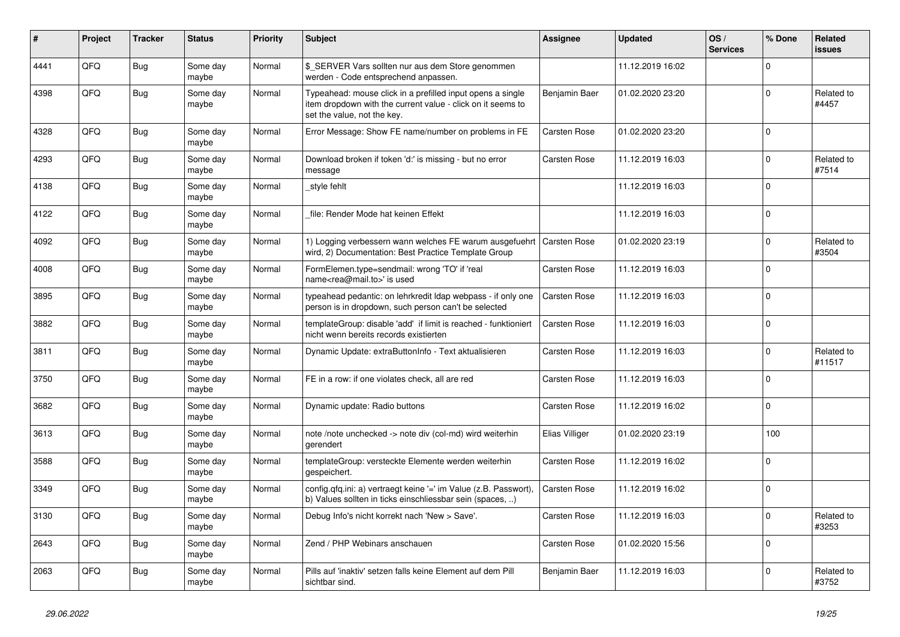| # | Project | Tracker | Status | Priority | Subject | Assignee | Updated | OS / Services | % Done | Related issues |
|---|---|---|---|---|---|---|---|---|---|---|
| 4441 | QFQ | Bug | Some day maybe | Normal | $_SERVER Vars sollten nur aus dem Store genommen werden - Code entsprechend anpassen. | | 11.12.2019 16:02 | | 0 | |
| 4398 | QFQ | Bug | Some day maybe | Normal | Typeahead: mouse click in a prefilled input opens a single item dropdown with the current value - click on it seems to set the value, not the key. | Benjamin Baer | 01.02.2020 23:20 | | 0 | Related to #4457 |
| 4328 | QFQ | Bug | Some day maybe | Normal | Error Message: Show FE name/number on problems in FE | Carsten Rose | 01.02.2020 23:20 | | 0 | |
| 4293 | QFQ | Bug | Some day maybe | Normal | Download broken if token 'd:' is missing - but no error message | Carsten Rose | 11.12.2019 16:03 | | 0 | Related to #7514 |
| 4138 | QFQ | Bug | Some day maybe | Normal | _style fehlt | | 11.12.2019 16:03 | | 0 | |
| 4122 | QFQ | Bug | Some day maybe | Normal | _file: Render Mode hat keinen Effekt | | 11.12.2019 16:03 | | 0 | |
| 4092 | QFQ | Bug | Some day maybe | Normal | 1) Logging verbessern wann welches FE warum ausgefuehrt wird, 2) Documentation: Best Practice Template Group | Carsten Rose | 01.02.2020 23:19 | | 0 | Related to #3504 |
| 4008 | QFQ | Bug | Some day maybe | Normal | FormElemen.type=sendmail: wrong 'TO' if 'real name<rea@mail.to>' is used | Carsten Rose | 11.12.2019 16:03 | | 0 | |
| 3895 | QFQ | Bug | Some day maybe | Normal | typeahead pedantic: on lehrkredit ldap webpass - if only one person is in dropdown, such person can't be selected | Carsten Rose | 11.12.2019 16:03 | | 0 | |
| 3882 | QFQ | Bug | Some day maybe | Normal | templateGroup: disable 'add' if limit is reached - funktioniert nicht wenn bereits records existierten | Carsten Rose | 11.12.2019 16:03 | | 0 | |
| 3811 | QFQ | Bug | Some day maybe | Normal | Dynamic Update: extraButtonInfo - Text aktualisieren | Carsten Rose | 11.12.2019 16:03 | | 0 | Related to #11517 |
| 3750 | QFQ | Bug | Some day maybe | Normal | FE in a row: if one violates check, all are red | Carsten Rose | 11.12.2019 16:03 | | 0 | |
| 3682 | QFQ | Bug | Some day maybe | Normal | Dynamic update: Radio buttons | Carsten Rose | 11.12.2019 16:02 | | 0 | |
| 3613 | QFQ | Bug | Some day maybe | Normal | note /note unchecked -> note div (col-md) wird weiterhin gerendert | Elias Villiger | 01.02.2020 23:19 | | 100 | |
| 3588 | QFQ | Bug | Some day maybe | Normal | templateGroup: versteckte Elemente werden weiterhin gespeichert. | Carsten Rose | 11.12.2019 16:02 | | 0 | |
| 3349 | QFQ | Bug | Some day maybe | Normal | config.qfq.ini: a) vertraegt keine '=' im Value (z.B. Passwort), b) Values sollten in ticks einschliessbar sein (spaces, ..) | Carsten Rose | 11.12.2019 16:02 | | 0 | |
| 3130 | QFQ | Bug | Some day maybe | Normal | Debug Info's nicht korrekt nach 'New > Save'. | Carsten Rose | 11.12.2019 16:03 | | 0 | Related to #3253 |
| 2643 | QFQ | Bug | Some day maybe | Normal | Zend / PHP Webinars anschauen | Carsten Rose | 01.02.2020 15:56 | | 0 | |
| 2063 | QFQ | Bug | Some day maybe | Normal | Pills auf 'inaktiv' setzen falls keine Element auf dem Pill sichtbar sind. | Benjamin Baer | 11.12.2019 16:03 | | 0 | Related to #3752 |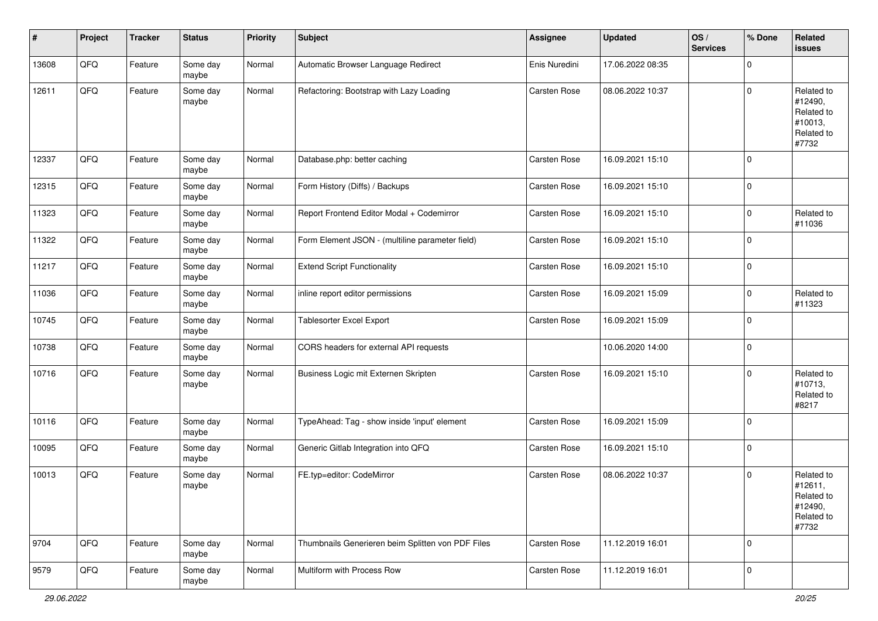| # | Project | Tracker | Status | Priority | Subject | Assignee | Updated | OS / Services | % Done | Related issues |
|---|---|---|---|---|---|---|---|---|---|---|
| 13608 | QFQ | Feature | Some day maybe | Normal | Automatic Browser Language Redirect | Enis Nuredini | 17.06.2022 08:35 | | 0 | |
| 12611 | QFQ | Feature | Some day maybe | Normal | Refactoring: Bootstrap with Lazy Loading | Carsten Rose | 08.06.2022 10:37 | | 0 | Related to #12490, Related to #10013, Related to #7732 |
| 12337 | QFQ | Feature | Some day maybe | Normal | Database.php: better caching | Carsten Rose | 16.09.2021 15:10 | | 0 | |
| 12315 | QFQ | Feature | Some day maybe | Normal | Form History (Diffs) / Backups | Carsten Rose | 16.09.2021 15:10 | | 0 | |
| 11323 | QFQ | Feature | Some day maybe | Normal | Report Frontend Editor Modal + Codemirror | Carsten Rose | 16.09.2021 15:10 | | 0 | Related to #11036 |
| 11322 | QFQ | Feature | Some day maybe | Normal | Form Element JSON - (multiline parameter field) | Carsten Rose | 16.09.2021 15:10 | | 0 | |
| 11217 | QFQ | Feature | Some day maybe | Normal | Extend Script Functionality | Carsten Rose | 16.09.2021 15:10 | | 0 | |
| 11036 | QFQ | Feature | Some day maybe | Normal | inline report editor permissions | Carsten Rose | 16.09.2021 15:09 | | 0 | Related to #11323 |
| 10745 | QFQ | Feature | Some day maybe | Normal | Tablesorter Excel Export | Carsten Rose | 16.09.2021 15:09 | | 0 | |
| 10738 | QFQ | Feature | Some day maybe | Normal | CORS headers for external API requests | | 10.06.2020 14:00 | | 0 | |
| 10716 | QFQ | Feature | Some day maybe | Normal | Business Logic mit Externen Skripten | Carsten Rose | 16.09.2021 15:10 | | 0 | Related to #10713, Related to #8217 |
| 10116 | QFQ | Feature | Some day maybe | Normal | TypeAhead: Tag - show inside 'input' element | Carsten Rose | 16.09.2021 15:09 | | 0 | |
| 10095 | QFQ | Feature | Some day maybe | Normal | Generic Gitlab Integration into QFQ | Carsten Rose | 16.09.2021 15:10 | | 0 | |
| 10013 | QFQ | Feature | Some day maybe | Normal | FE.typ=editor: CodeMirror | Carsten Rose | 08.06.2022 10:37 | | 0 | Related to #12611, Related to #12490, Related to #7732 |
| 9704 | QFQ | Feature | Some day maybe | Normal | Thumbnails Generieren beim Splitten von PDF Files | Carsten Rose | 11.12.2019 16:01 | | 0 | |
| 9579 | QFQ | Feature | Some day maybe | Normal | Multiform with Process Row | Carsten Rose | 11.12.2019 16:01 | | 0 | |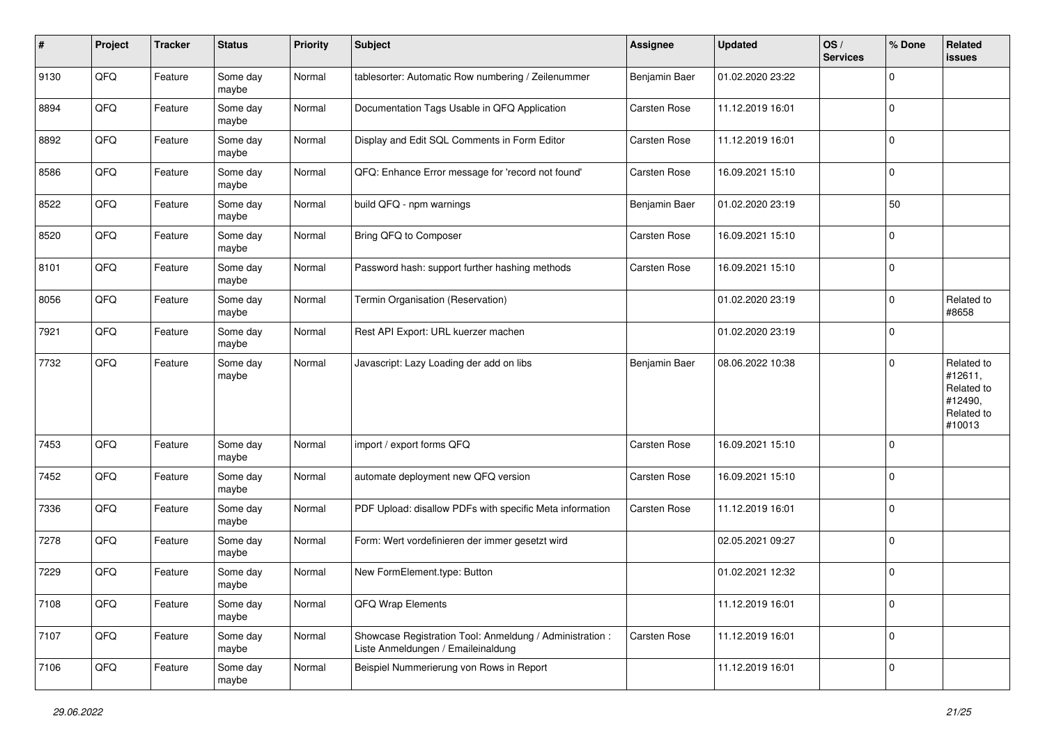| # | Project | Tracker | Status | Priority | Subject | Assignee | Updated | OS / Services | % Done | Related issues |
|---|---|---|---|---|---|---|---|---|---|---|
| 9130 | QFQ | Feature | Some day maybe | Normal | tablesorter: Automatic Row numbering / Zeilenummer | Benjamin Baer | 01.02.2020 23:22 | | 0 | |
| 8894 | QFQ | Feature | Some day maybe | Normal | Documentation Tags Usable in QFQ Application | Carsten Rose | 11.12.2019 16:01 | | 0 | |
| 8892 | QFQ | Feature | Some day maybe | Normal | Display and Edit SQL Comments in Form Editor | Carsten Rose | 11.12.2019 16:01 | | 0 | |
| 8586 | QFQ | Feature | Some day maybe | Normal | QFQ: Enhance Error message for 'record not found' | Carsten Rose | 16.09.2021 15:10 | | 0 | |
| 8522 | QFQ | Feature | Some day maybe | Normal | build QFQ - npm warnings | Benjamin Baer | 01.02.2020 23:19 | | 50 | |
| 8520 | QFQ | Feature | Some day maybe | Normal | Bring QFQ to Composer | Carsten Rose | 16.09.2021 15:10 | | 0 | |
| 8101 | QFQ | Feature | Some day maybe | Normal | Password hash: support further hashing methods | Carsten Rose | 16.09.2021 15:10 | | 0 | |
| 8056 | QFQ | Feature | Some day maybe | Normal | Termin Organisation (Reservation) | | 01.02.2020 23:19 | | 0 | Related to #8658 |
| 7921 | QFQ | Feature | Some day maybe | Normal | Rest API Export: URL kuerzer machen | | 01.02.2020 23:19 | | 0 | |
| 7732 | QFQ | Feature | Some day maybe | Normal | Javascript: Lazy Loading der add on libs | Benjamin Baer | 08.06.2022 10:38 | | 0 | Related to #12611, Related to #12490, Related to #10013 |
| 7453 | QFQ | Feature | Some day maybe | Normal | import / export forms QFQ | Carsten Rose | 16.09.2021 15:10 | | 0 | |
| 7452 | QFQ | Feature | Some day maybe | Normal | automate deployment new QFQ version | Carsten Rose | 16.09.2021 15:10 | | 0 | |
| 7336 | QFQ | Feature | Some day maybe | Normal | PDF Upload: disallow PDFs with specific Meta information | Carsten Rose | 11.12.2019 16:01 | | 0 | |
| 7278 | QFQ | Feature | Some day maybe | Normal | Form: Wert vordefinieren der immer gesetzt wird | | 02.05.2021 09:27 | | 0 | |
| 7229 | QFQ | Feature | Some day maybe | Normal | New FormElement.type: Button | | 01.02.2021 12:32 | | 0 | |
| 7108 | QFQ | Feature | Some day maybe | Normal | QFQ Wrap Elements | | 11.12.2019 16:01 | | 0 | |
| 7107 | QFQ | Feature | Some day maybe | Normal | Showcase Registration Tool: Anmeldung / Administration : Liste Anmeldungen / Emaileinaldung | Carsten Rose | 11.12.2019 16:01 | | 0 | |
| 7106 | QFQ | Feature | Some day maybe | Normal | Beispiel Nummerierung von Rows in Report | | 11.12.2019 16:01 | | 0 | |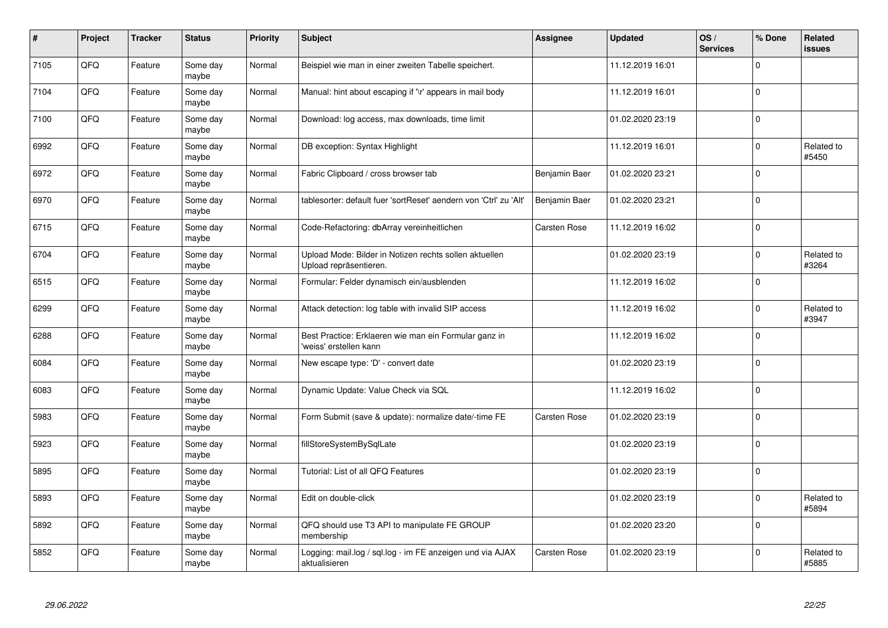| # | Project | Tracker | Status | Priority | Subject | Assignee | Updated | OS / Services | % Done | Related issues |
|---|---|---|---|---|---|---|---|---|---|---|
| 7105 | QFQ | Feature | Some day maybe | Normal | Beispiel wie man in einer zweiten Tabelle speichert. | | 11.12.2019 16:01 | | 0 | |
| 7104 | QFQ | Feature | Some day maybe | Normal | Manual: hint about escaping if '\r' appears in mail body | | 11.12.2019 16:01 | | 0 | |
| 7100 | QFQ | Feature | Some day maybe | Normal | Download: log access, max downloads, time limit | | 01.02.2020 23:19 | | 0 | |
| 6992 | QFQ | Feature | Some day maybe | Normal | DB exception: Syntax Highlight | | 11.12.2019 16:01 | | 0 | Related to #5450 |
| 6972 | QFQ | Feature | Some day maybe | Normal | Fabric Clipboard / cross browser tab | Benjamin Baer | 01.02.2020 23:21 | | 0 | |
| 6970 | QFQ | Feature | Some day maybe | Normal | tablesorter: default fuer 'sortReset' aendern von 'Ctrl' zu 'Alt' | Benjamin Baer | 01.02.2020 23:21 | | 0 | |
| 6715 | QFQ | Feature | Some day maybe | Normal | Code-Refactoring: dbArray vereinheitlichen | Carsten Rose | 11.12.2019 16:02 | | 0 | |
| 6704 | QFQ | Feature | Some day maybe | Normal | Upload Mode: Bilder in Notizen rechts sollen aktuellen Upload repräsentieren. | | 01.02.2020 23:19 | | 0 | Related to #3264 |
| 6515 | QFQ | Feature | Some day maybe | Normal | Formular: Felder dynamisch ein/ausblenden | | 11.12.2019 16:02 | | 0 | |
| 6299 | QFQ | Feature | Some day maybe | Normal | Attack detection: log table with invalid SIP access | | 11.12.2019 16:02 | | 0 | Related to #3947 |
| 6288 | QFQ | Feature | Some day maybe | Normal | Best Practice: Erklaeren wie man ein Formular ganz in 'weiss' erstellen kann | | 11.12.2019 16:02 | | 0 | |
| 6084 | QFQ | Feature | Some day maybe | Normal | New escape type: 'D' - convert date | | 01.02.2020 23:19 | | 0 | |
| 6083 | QFQ | Feature | Some day maybe | Normal | Dynamic Update: Value Check via SQL | | 11.12.2019 16:02 | | 0 | |
| 5983 | QFQ | Feature | Some day maybe | Normal | Form Submit (save & update): normalize date/-time FE | Carsten Rose | 01.02.2020 23:19 | | 0 | |
| 5923 | QFQ | Feature | Some day maybe | Normal | fillStoreSystemBySqlLate | | 01.02.2020 23:19 | | 0 | |
| 5895 | QFQ | Feature | Some day maybe | Normal | Tutorial: List of all QFQ Features | | 01.02.2020 23:19 | | 0 | |
| 5893 | QFQ | Feature | Some day maybe | Normal | Edit on double-click | | 01.02.2020 23:19 | | 0 | Related to #5894 |
| 5892 | QFQ | Feature | Some day maybe | Normal | QFQ should use T3 API to manipulate FE GROUP membership | | 01.02.2020 23:20 | | 0 | |
| 5852 | QFQ | Feature | Some day maybe | Normal | Logging: mail.log / sql.log - im FE anzeigen und via AJAX aktualisieren | Carsten Rose | 01.02.2020 23:19 | | 0 | Related to #5885 |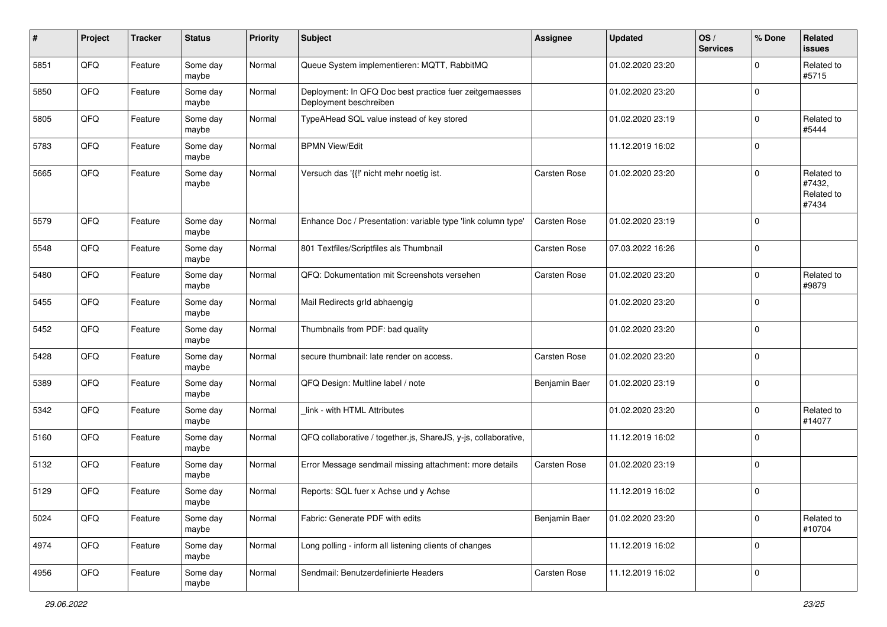| # | Project | Tracker | Status | Priority | Subject | Assignee | Updated | OS / Services | % Done | Related issues |
|---|---|---|---|---|---|---|---|---|---|---|
| 5851 | QFQ | Feature | Some day maybe | Normal | Queue System implementieren: MQTT, RabbitMQ | | 01.02.2020 23:20 | | 0 | Related to #5715 |
| 5850 | QFQ | Feature | Some day maybe | Normal | Deployment: In QFQ Doc best practice fuer zeitgemaesses Deployment beschreiben | | 01.02.2020 23:20 | | 0 | |
| 5805 | QFQ | Feature | Some day maybe | Normal | TypeAHead SQL value instead of key stored | | 01.02.2020 23:19 | | 0 | Related to #5444 |
| 5783 | QFQ | Feature | Some day maybe | Normal | BPMN View/Edit | | 11.12.2019 16:02 | | 0 | |
| 5665 | QFQ | Feature | Some day maybe | Normal | Versuch das '{{!' nicht mehr noetig ist. | Carsten Rose | 01.02.2020 23:20 | | 0 | Related to #7432, Related to #7434 |
| 5579 | QFQ | Feature | Some day maybe | Normal | Enhance Doc / Presentation: variable type 'link column type' | Carsten Rose | 01.02.2020 23:19 | | 0 | |
| 5548 | QFQ | Feature | Some day maybe | Normal | 801 Textfiles/Scriptfiles als Thumbnail | Carsten Rose | 07.03.2022 16:26 | | 0 | |
| 5480 | QFQ | Feature | Some day maybe | Normal | QFQ: Dokumentation mit Screenshots versehen | Carsten Rose | 01.02.2020 23:20 | | 0 | Related to #9879 |
| 5455 | QFQ | Feature | Some day maybe | Normal | Mail Redirects grId abhaengig | | 01.02.2020 23:20 | | 0 | |
| 5452 | QFQ | Feature | Some day maybe | Normal | Thumbnails from PDF: bad quality | | 01.02.2020 23:20 | | 0 | |
| 5428 | QFQ | Feature | Some day maybe | Normal | secure thumbnail: late render on access. | Carsten Rose | 01.02.2020 23:20 | | 0 | |
| 5389 | QFQ | Feature | Some day maybe | Normal | QFQ Design: Multline label / note | Benjamin Baer | 01.02.2020 23:19 | | 0 | |
| 5342 | QFQ | Feature | Some day maybe | Normal | _link - with HTML Attributes | | 01.02.2020 23:20 | | 0 | Related to #14077 |
| 5160 | QFQ | Feature | Some day maybe | Normal | QFQ collaborative / together.js, ShareJS, y-js, collaborative, | | 11.12.2019 16:02 | | 0 | |
| 5132 | QFQ | Feature | Some day maybe | Normal | Error Message sendmail missing attachment: more details | Carsten Rose | 01.02.2020 23:19 | | 0 | |
| 5129 | QFQ | Feature | Some day maybe | Normal | Reports: SQL fuer x Achse und y Achse | | 11.12.2019 16:02 | | 0 | |
| 5024 | QFQ | Feature | Some day maybe | Normal | Fabric: Generate PDF with edits | Benjamin Baer | 01.02.2020 23:20 | | 0 | Related to #10704 |
| 4974 | QFQ | Feature | Some day maybe | Normal | Long polling - inform all listening clients of changes | | 11.12.2019 16:02 | | 0 | |
| 4956 | QFQ | Feature | Some day maybe | Normal | Sendmail: Benutzerdefinierte Headers | Carsten Rose | 11.12.2019 16:02 | | 0 | |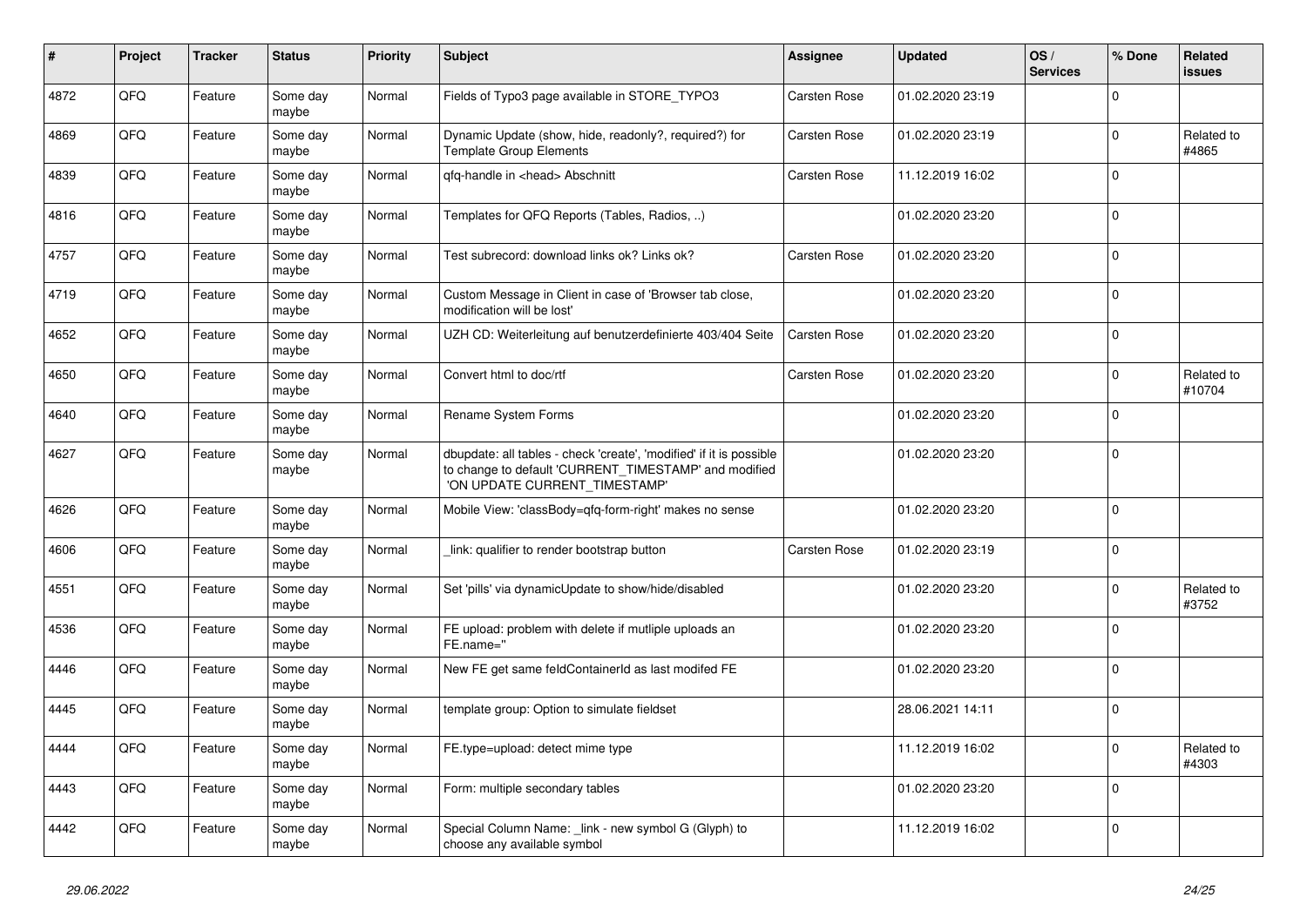| # | Project | Tracker | Status | Priority | Subject | Assignee | Updated | OS / Services | % Done | Related issues |
|---|---|---|---|---|---|---|---|---|---|---|
| 4872 | QFQ | Feature | Some day maybe | Normal | Fields of Typo3 page available in STORE_TYPO3 | Carsten Rose | 01.02.2020 23:19 | | 0 | |
| 4869 | QFQ | Feature | Some day maybe | Normal | Dynamic Update (show, hide, readonly?, required?) for Template Group Elements | Carsten Rose | 01.02.2020 23:19 | | 0 | Related to #4865 |
| 4839 | QFQ | Feature | Some day maybe | Normal | qfq-handle in <head> Abschnitt | Carsten Rose | 11.12.2019 16:02 | | 0 | |
| 4816 | QFQ | Feature | Some day maybe | Normal | Templates for QFQ Reports (Tables, Radios, ..) | | 01.02.2020 23:20 | | 0 | |
| 4757 | QFQ | Feature | Some day maybe | Normal | Test subrecord: download links ok? Links ok? | Carsten Rose | 01.02.2020 23:20 | | 0 | |
| 4719 | QFQ | Feature | Some day maybe | Normal | Custom Message in Client in case of 'Browser tab close, modification will be lost' | | 01.02.2020 23:20 | | 0 | |
| 4652 | QFQ | Feature | Some day maybe | Normal | UZH CD: Weiterleitung auf benutzerdefinierte 403/404 Seite | Carsten Rose | 01.02.2020 23:20 | | 0 | |
| 4650 | QFQ | Feature | Some day maybe | Normal | Convert html to doc/rtf | Carsten Rose | 01.02.2020 23:20 | | 0 | Related to #10704 |
| 4640 | QFQ | Feature | Some day maybe | Normal | Rename System Forms | | 01.02.2020 23:20 | | 0 | |
| 4627 | QFQ | Feature | Some day maybe | Normal | dbupdate: all tables - check 'create', 'modified' if it is possible to change to default 'CURRENT_TIMESTAMP' and modified 'ON UPDATE CURRENT_TIMESTAMP' | | 01.02.2020 23:20 | | 0 | |
| 4626 | QFQ | Feature | Some day maybe | Normal | Mobile View: 'classBody=qfq-form-right' makes no sense | | 01.02.2020 23:20 | | 0 | |
| 4606 | QFQ | Feature | Some day maybe | Normal | _link: qualifier to render bootstrap button | Carsten Rose | 01.02.2020 23:19 | | 0 | |
| 4551 | QFQ | Feature | Some day maybe | Normal | Set 'pills' via dynamicUpdate to show/hide/disabled | | 01.02.2020 23:20 | | 0 | Related to #3752 |
| 4536 | QFQ | Feature | Some day maybe | Normal | FE upload: problem with delete if mutliple uploads an FE.name='' | | 01.02.2020 23:20 | | 0 | |
| 4446 | QFQ | Feature | Some day maybe | Normal | New FE get same feldContainerId as last modifed FE | | 01.02.2020 23:20 | | 0 | |
| 4445 | QFQ | Feature | Some day maybe | Normal | template group: Option to simulate fieldset | | 28.06.2021 14:11 | | 0 | |
| 4444 | QFQ | Feature | Some day maybe | Normal | FE.type=upload: detect mime type | | 11.12.2019 16:02 | | 0 | Related to #4303 |
| 4443 | QFQ | Feature | Some day maybe | Normal | Form: multiple secondary tables | | 01.02.2020 23:20 | | 0 | |
| 4442 | QFQ | Feature | Some day maybe | Normal | Special Column Name: _link - new symbol G (Glyph) to choose any available symbol | | 11.12.2019 16:02 | | 0 | |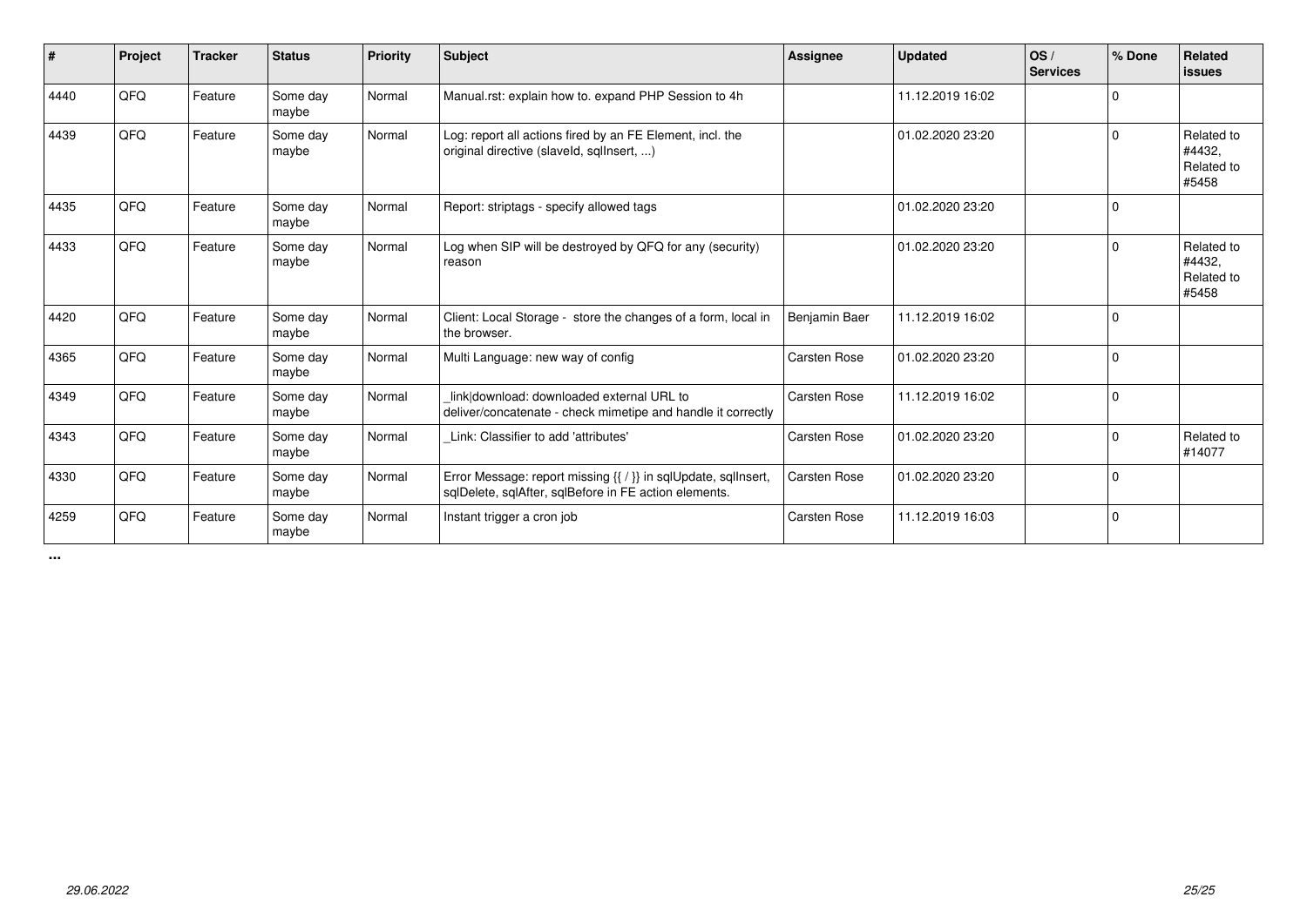| # | Project | Tracker | Status | Priority | Subject | Assignee | Updated | OS / Services | % Done | Related issues |
|---|---|---|---|---|---|---|---|---|---|---|
| 4440 | QFQ | Feature | Some day maybe | Normal | Manual.rst: explain how to. expand PHP Session to 4h | | 11.12.2019 16:02 | | 0 | |
| 4439 | QFQ | Feature | Some day maybe | Normal | Log: report all actions fired by an FE Element, incl. the original directive (slaveId, sqlInsert, ...) | | 01.02.2020 23:20 | | 0 | Related to #4432, Related to #5458 |
| 4435 | QFQ | Feature | Some day maybe | Normal | Report: striptags - specify allowed tags | | 01.02.2020 23:20 | | 0 | |
| 4433 | QFQ | Feature | Some day maybe | Normal | Log when SIP will be destroyed by QFQ for any (security) reason | | 01.02.2020 23:20 | | 0 | Related to #4432, Related to #5458 |
| 4420 | QFQ | Feature | Some day maybe | Normal | Client: Local Storage - store the changes of a form, local in the browser. | Benjamin Baer | 11.12.2019 16:02 | | 0 | |
| 4365 | QFQ | Feature | Some day maybe | Normal | Multi Language: new way of config | Carsten Rose | 01.02.2020 23:20 | | 0 | |
| 4349 | QFQ | Feature | Some day maybe | Normal | _link\|download: downloaded external URL to deliver/concatenate - check mimetipe and handle it correctly | Carsten Rose | 11.12.2019 16:02 | | 0 | |
| 4343 | QFQ | Feature | Some day maybe | Normal | _Link: Classifier to add 'attributes' | Carsten Rose | 01.02.2020 23:20 | | 0 | Related to #14077 |
| 4330 | QFQ | Feature | Some day maybe | Normal | Error Message: report missing {{ / }} in sqlUpdate, sqlInsert, sqlDelete, sqlAfter, sqlBefore in FE action elements. | Carsten Rose | 01.02.2020 23:20 | | 0 | |
| 4259 | QFQ | Feature | Some day maybe | Normal | Instant trigger a cron job | Carsten Rose | 11.12.2019 16:03 | | 0 | |

...